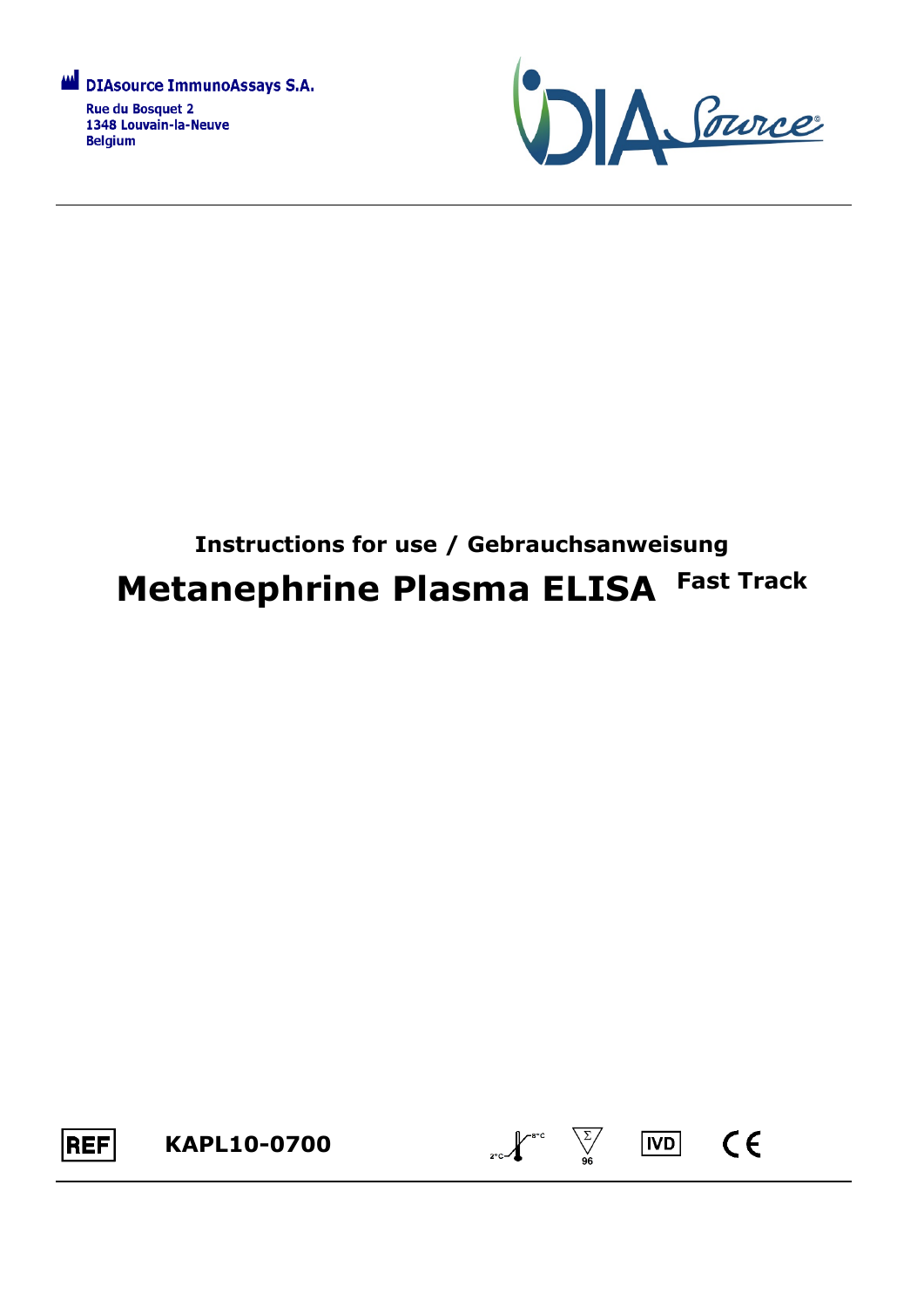DIAsource ImmunoAssays S.A.

Rue du Bosquet 2
1348 Louvain-la-Neuve
Belgium

DIA Source

**Instructions for use / Gebrauchsanweisung**

# Metanephrine Plasma ELISA Fast Track

REF **KAPL10-0700**

2°C–8°C Σ 96 IVD CE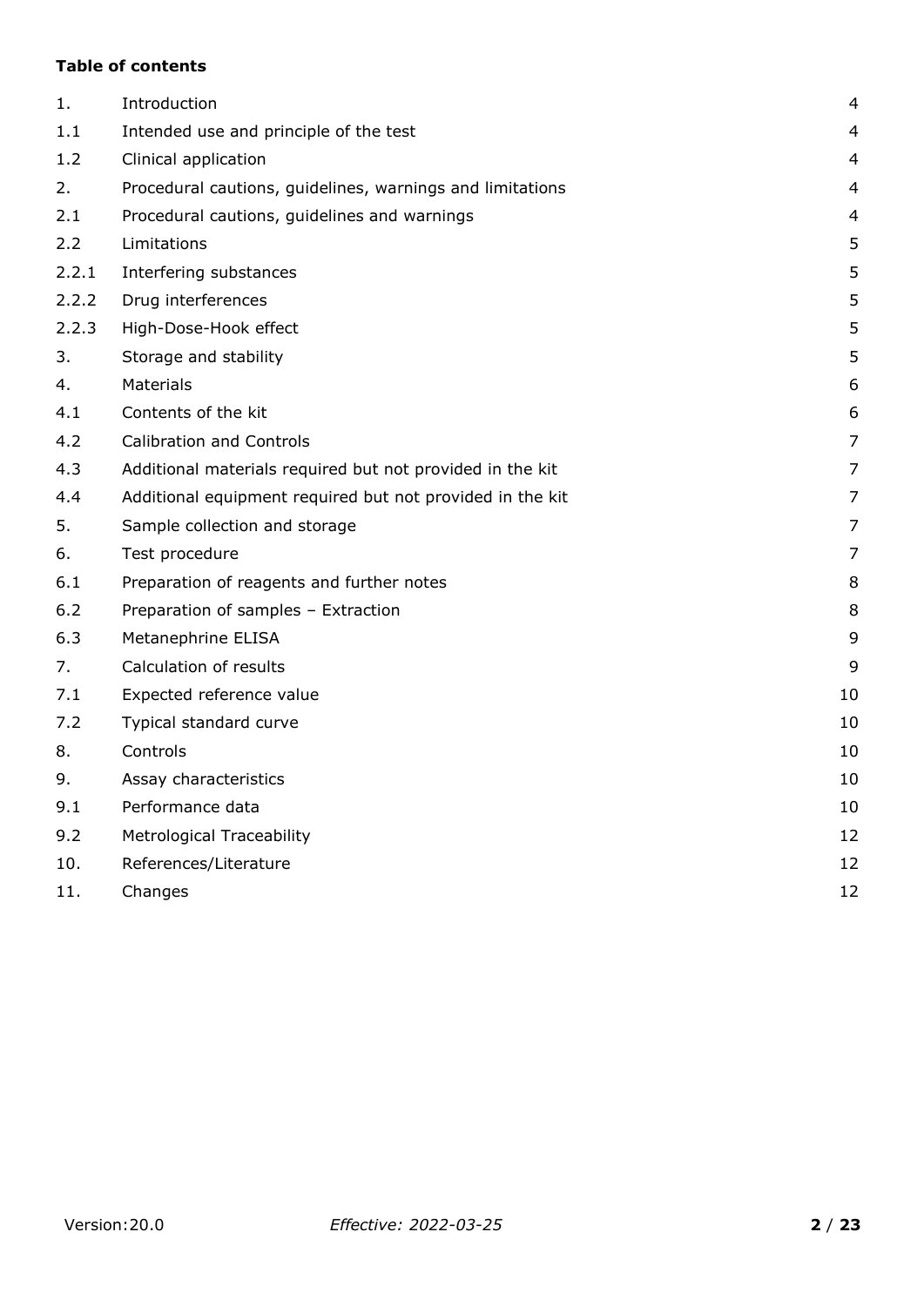**Table of contents**

| | | |
|---|---|---|
| 1. | Introduction | 4 |
| 1.1 | Intended use and principle of the test | 4 |
| 1.2 | Clinical application | 4 |
| 2. | Procedural cautions, guidelines, warnings and limitations | 4 |
| 2.1 | Procedural cautions, guidelines and warnings | 4 |
| 2.2 | Limitations | 5 |
| 2.2.1 | Interfering substances | 5 |
| 2.2.2 | Drug interferences | 5 |
| 2.2.3 | High-Dose-Hook effect | 5 |
| 3. | Storage and stability | 5 |
| 4. | Materials | 6 |
| 4.1 | Contents of the kit | 6 |
| 4.2 | Calibration and Controls | 7 |
| 4.3 | Additional materials required but not provided in the kit | 7 |
| 4.4 | Additional equipment required but not provided in the kit | 7 |
| 5. | Sample collection and storage | 7 |
| 6. | Test procedure | 7 |
| 6.1 | Preparation of reagents and further notes | 8 |
| 6.2 | Preparation of samples – Extraction | 8 |
| 6.3 | Metanephrine ELISA | 9 |
| 7. | Calculation of results | 9 |
| 7.1 | Expected reference value | 10 |
| 7.2 | Typical standard curve | 10 |
| 8. | Controls | 10 |
| 9. | Assay characteristics | 10 |
| 9.1 | Performance data | 10 |
| 9.2 | Metrological Traceability | 12 |
| 10. | References/Literature | 12 |
| 11. | Changes | 12 |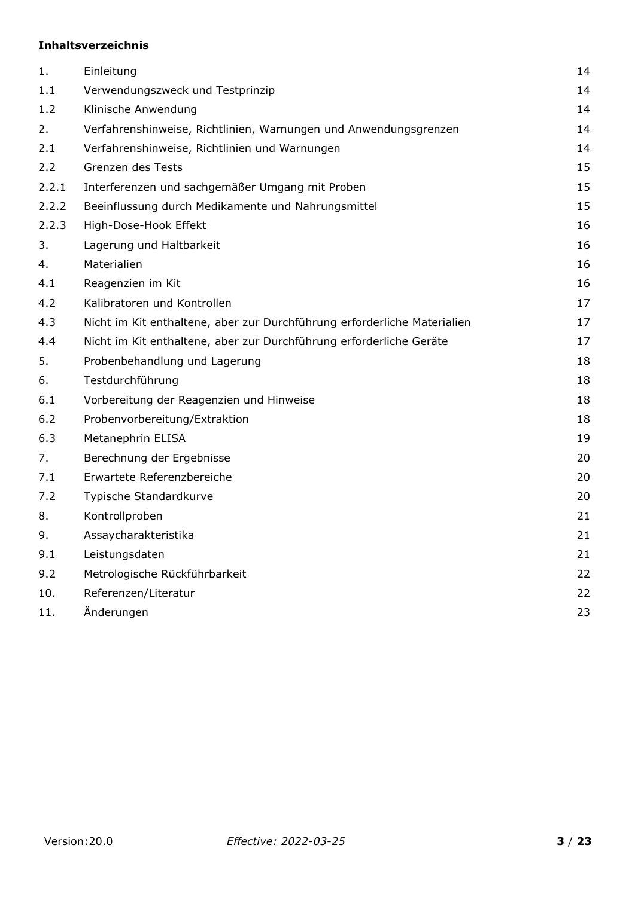**Inhaltsverzeichnis**

| | | |
|---|---|---|
| 1. | Einleitung | 14 |
| 1.1 | Verwendungszweck und Testprinzip | 14 |
| 1.2 | Klinische Anwendung | 14 |
| 2. | Verfahrenshinweise, Richtlinien, Warnungen und Anwendungsgrenzen | 14 |
| 2.1 | Verfahrenshinweise, Richtlinien und Warnungen | 14 |
| 2.2 | Grenzen des Tests | 15 |
| 2.2.1 | Interferenzen und sachgemäßer Umgang mit Proben | 15 |
| 2.2.2 | Beeinflussung durch Medikamente und Nahrungsmittel | 15 |
| 2.2.3 | High-Dose-Hook Effekt | 16 |
| 3. | Lagerung und Haltbarkeit | 16 |
| 4. | Materialien | 16 |
| 4.1 | Reagenzien im Kit | 16 |
| 4.2 | Kalibratoren und Kontrollen | 17 |
| 4.3 | Nicht im Kit enthaltene, aber zur Durchführung erforderliche Materialien | 17 |
| 4.4 | Nicht im Kit enthaltene, aber zur Durchführung erforderliche Geräte | 17 |
| 5. | Probenbehandlung und Lagerung | 18 |
| 6. | Testdurchführung | 18 |
| 6.1 | Vorbereitung der Reagenzien und Hinweise | 18 |
| 6.2 | Probenvorbereitung/Extraktion | 18 |
| 6.3 | Metanephrin ELISA | 19 |
| 7. | Berechnung der Ergebnisse | 20 |
| 7.1 | Erwartete Referenzbereiche | 20 |
| 7.2 | Typische Standardkurve | 20 |
| 8. | Kontrollproben | 21 |
| 9. | Assaycharakteristika | 21 |
| 9.1 | Leistungsdaten | 21 |
| 9.2 | Metrologische Rückführbarkeit | 22 |
| 10. | Referenzen/Literatur | 22 |
| 11. | Änderungen | 23 |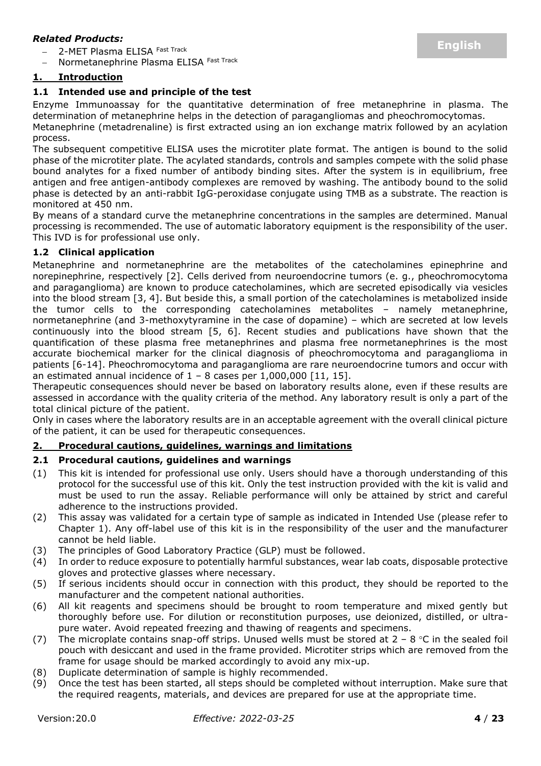*Related Products:*

- 2-MET Plasma ELISA Fast Track
- Normetanephrine Plasma ELISA Fast Track

**English**

## 1. Introduction

### 1.1 Intended use and principle of the test

Enzyme Immunoassay for the quantitative determination of free metanephrine in plasma. The determination of metanephrine helps in the detection of paragangliomas and pheochromocytomas.
Metanephrine (metadrenaline) is first extracted using an ion exchange matrix followed by an acylation process.
The subsequent competitive ELISA uses the microtiter plate format. The antigen is bound to the solid phase of the microtiter plate. The acylated standards, controls and samples compete with the solid phase bound analytes for a fixed number of antibody binding sites. After the system is in equilibrium, free antigen and free antigen-antibody complexes are removed by washing. The antibody bound to the solid phase is detected by an anti-rabbit IgG-peroxidase conjugate using TMB as a substrate. The reaction is monitored at 450 nm.
By means of a standard curve the metanephrine concentrations in the samples are determined. Manual processing is recommended. The use of automatic laboratory equipment is the responsibility of the user. This IVD is for professional use only.

### 1.2 Clinical application

Metanephrine and normetanephrine are the metabolites of the catecholamines epinephrine and norepinephrine, respectively [2]. Cells derived from neuroendocrine tumors (e. g., pheochromocytoma and paraganglioma) are known to produce catecholamines, which are secreted episodically via vesicles into the blood stream [3, 4]. But beside this, a small portion of the catecholamines is metabolized inside the tumor cells to the corresponding catecholamines metabolites – namely metanephrine, normetanephrine (and 3-methoxytyramine in the case of dopamine) – which are secreted at low levels continuously into the blood stream [5, 6]. Recent studies and publications have shown that the quantification of these plasma free metanephrines and plasma free normetanephrines is the most accurate biochemical marker for the clinical diagnosis of pheochromocytoma and paraganglioma in patients [6-14]. Pheochromocytoma and paraganglioma are rare neuroendocrine tumors and occur with an estimated annual incidence of 1 – 8 cases per 1,000,000 [11, 15].
Therapeutic consequences should never be based on laboratory results alone, even if these results are assessed in accordance with the quality criteria of the method. Any laboratory result is only a part of the total clinical picture of the patient.
Only in cases where the laboratory results are in an acceptable agreement with the overall clinical picture of the patient, it can be used for therapeutic consequences.

## 2. Procedural cautions, guidelines, warnings and limitations

### 2.1 Procedural cautions, guidelines and warnings

(1) This kit is intended for professional use only. Users should have a thorough understanding of this protocol for the successful use of this kit. Only the test instruction provided with the kit is valid and must be used to run the assay. Reliable performance will only be attained by strict and careful adherence to the instructions provided.
(2) This assay was validated for a certain type of sample as indicated in Intended Use (please refer to Chapter 1). Any off-label use of this kit is in the responsibility of the user and the manufacturer cannot be held liable.
(3) The principles of Good Laboratory Practice (GLP) must be followed.
(4) In order to reduce exposure to potentially harmful substances, wear lab coats, disposable protective gloves and protective glasses where necessary.
(5) If serious incidents should occur in connection with this product, they should be reported to the manufacturer and the competent national authorities.
(6) All kit reagents and specimens should be brought to room temperature and mixed gently but thoroughly before use. For dilution or reconstitution purposes, use deionized, distilled, or ultra-pure water. Avoid repeated freezing and thawing of reagents and specimens.
(7) The microplate contains snap-off strips. Unused wells must be stored at 2 – 8 °C in the sealed foil pouch with desiccant and used in the frame provided. Microtiter strips which are removed from the frame for usage should be marked accordingly to avoid any mix-up.
(8) Duplicate determination of sample is highly recommended.
(9) Once the test has been started, all steps should be completed without interruption. Make sure that the required reagents, materials, and devices are prepared for use at the appropriate time.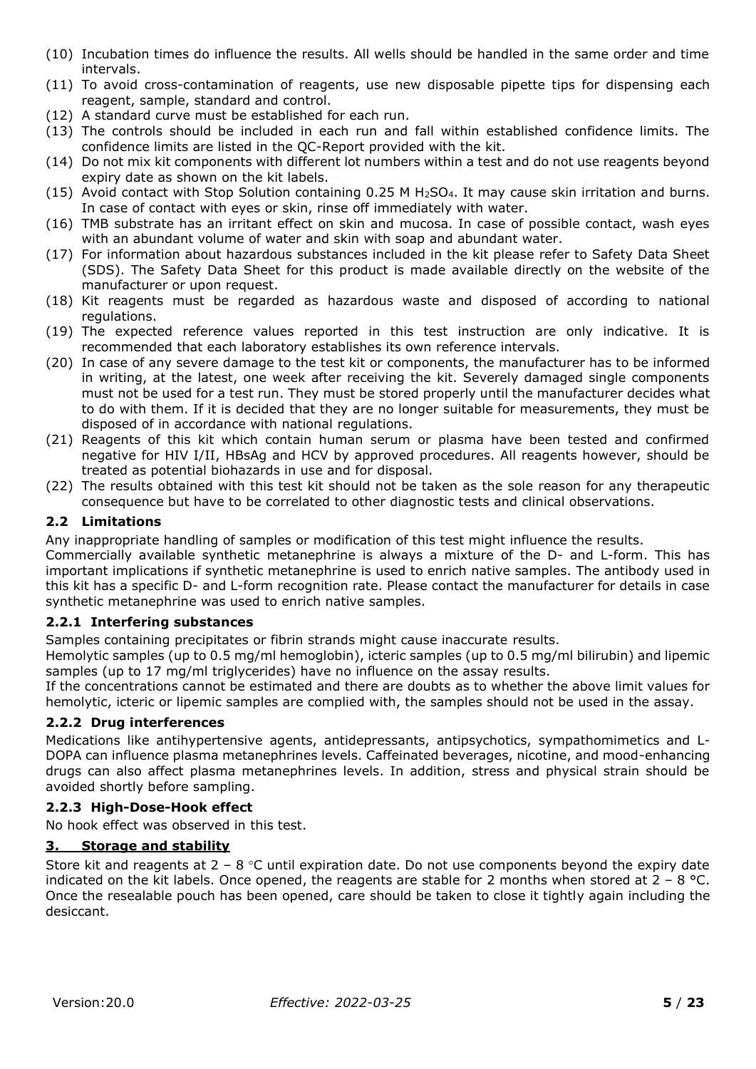(10) Incubation times do influence the results. All wells should be handled in the same order and time intervals.
(11) To avoid cross-contamination of reagents, use new disposable pipette tips for dispensing each reagent, sample, standard and control.
(12) A standard curve must be established for each run.
(13) The controls should be included in each run and fall within established confidence limits. The confidence limits are listed in the QC-Report provided with the kit.
(14) Do not mix kit components with different lot numbers within a test and do not use reagents beyond expiry date as shown on the kit labels.
(15) Avoid contact with Stop Solution containing 0.25 M $H_2SO_4$. It may cause skin irritation and burns. In case of contact with eyes or skin, rinse off immediately with water.
(16) TMB substrate has an irritant effect on skin and mucosa. In case of possible contact, wash eyes with an abundant volume of water and skin with soap and abundant water.
(17) For information about hazardous substances included in the kit please refer to Safety Data Sheet (SDS). The Safety Data Sheet for this product is made available directly on the website of the manufacturer or upon request.
(18) Kit reagents must be regarded as hazardous waste and disposed of according to national regulations.
(19) The expected reference values reported in this test instruction are only indicative. It is recommended that each laboratory establishes its own reference intervals.
(20) In case of any severe damage to the test kit or components, the manufacturer has to be informed in writing, at the latest, one week after receiving the kit. Severely damaged single components must not be used for a test run. They must be stored properly until the manufacturer decides what to do with them. If it is decided that they are no longer suitable for measurements, they must be disposed of in accordance with national regulations.
(21) Reagents of this kit which contain human serum or plasma have been tested and confirmed negative for HIV I/II, HBsAg and HCV by approved procedures. All reagents however, should be treated as potential biohazards in use and for disposal.
(22) The results obtained with this test kit should not be taken as the sole reason for any therapeutic consequence but have to be correlated to other diagnostic tests and clinical observations.

### 2.2 Limitations

Any inappropriate handling of samples or modification of this test might influence the results.

Commercially available synthetic metanephrine is always a mixture of the D- and L-form. This has important implications if synthetic metanephrine is used to enrich native samples. The antibody used in this kit has a specific D- and L-form recognition rate. Please contact the manufacturer for details in case synthetic metanephrine was used to enrich native samples.

#### 2.2.1 Interfering substances

Samples containing precipitates or fibrin strands might cause inaccurate results.

Hemolytic samples (up to 0.5 mg/ml hemoglobin), icteric samples (up to 0.5 mg/ml bilirubin) and lipemic samples (up to 17 mg/ml triglycerides) have no influence on the assay results.

If the concentrations cannot be estimated and there are doubts as to whether the above limit values for hemolytic, icteric or lipemic samples are complied with, the samples should not be used in the assay.

#### 2.2.2 Drug interferences

Medications like antihypertensive agents, antidepressants, antipsychotics, sympathomimetics and L-DOPA can influence plasma metanephrines levels. Caffeinated beverages, nicotine, and mood-enhancing drugs can also affect plasma metanephrines levels. In addition, stress and physical strain should be avoided shortly before sampling.

#### 2.2.3 High-Dose-Hook effect

No hook effect was observed in this test.

## 3. Storage and stability

Store kit and reagents at 2 – 8 °C until expiration date. Do not use components beyond the expiry date indicated on the kit labels. Once opened, the reagents are stable for 2 months when stored at 2 – 8 °C. Once the resealable pouch has been opened, care should be taken to close it tightly again including the desiccant.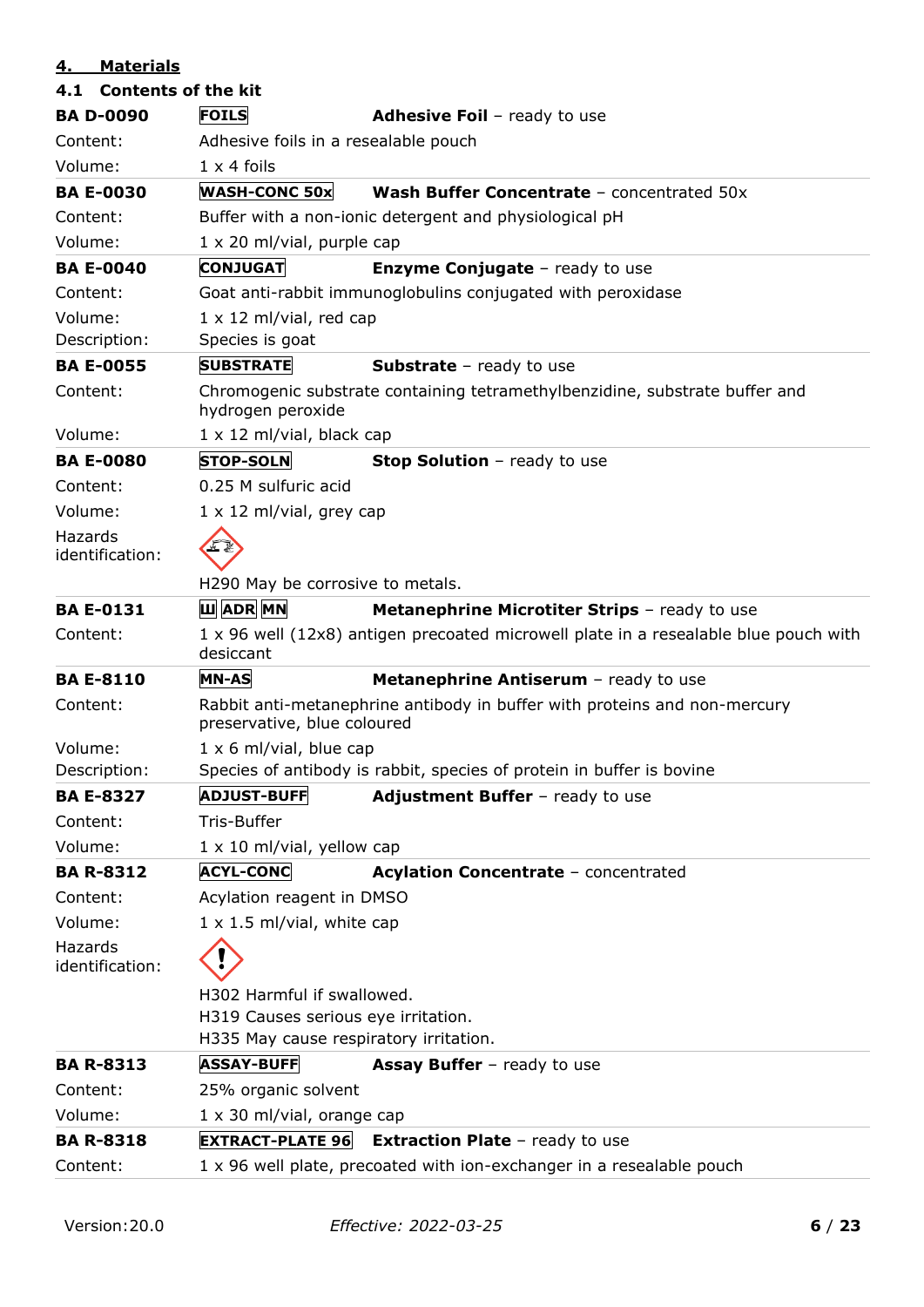## 4. Materials

### 4.1 Contents of the kit

**BA D-0090** FOILS **Adhesive Foil** – ready to use

Content: Adhesive foils in a resealable pouch

Volume: 1 x 4 foils

**BA E-0030** WASH-CONC 50x **Wash Buffer Concentrate** – concentrated 50x

Content: Buffer with a non-ionic detergent and physiological pH

Volume: 1 x 20 ml/vial, purple cap

**BA E-0040** CONJUGAT **Enzyme Conjugate** – ready to use

Content: Goat anti-rabbit immunoglobulins conjugated with peroxidase

Volume: 1 x 12 ml/vial, red cap

Description: Species is goat

**BA E-0055** SUBSTRATE **Substrate** – ready to use

Content: Chromogenic substrate containing tetramethylbenzidine, substrate buffer and hydrogen peroxide

Volume: 1 x 12 ml/vial, black cap

**BA E-0080** STOP-SOLN **Stop Solution** – ready to use

Content: 0.25 M sulfuric acid

Volume: 1 x 12 ml/vial, grey cap

Hazards identification:

H290 May be corrosive to metals.

**BA E-0131** Ш ADR MN **Metanephrine Microtiter Strips** – ready to use

Content: 1 x 96 well (12x8) antigen precoated microwell plate in a resealable blue pouch with desiccant

**BA E-8110** MN-AS **Metanephrine Antiserum** – ready to use

Content: Rabbit anti-metanephrine antibody in buffer with proteins and non-mercury preservative, blue coloured

Volume: 1 x 6 ml/vial, blue cap

Description: Species of antibody is rabbit, species of protein in buffer is bovine

**BA E-8327** ADJUST-BUFF **Adjustment Buffer** – ready to use

Content: Tris-Buffer

Volume: 1 x 10 ml/vial, yellow cap

**BA R-8312** ACYL-CONC **Acylation Concentrate** – concentrated

Content: Acylation reagent in DMSO

Volume: 1 x 1.5 ml/vial, white cap

Hazards identification:

H302 Harmful if swallowed.
H319 Causes serious eye irritation.
H335 May cause respiratory irritation.

**BA R-8313** ASSAY-BUFF **Assay Buffer** – ready to use

Content: 25% organic solvent

Volume: 1 x 30 ml/vial, orange cap

**BA R-8318** EXTRACT-PLATE 96 **Extraction Plate** – ready to use

Content: 1 x 96 well plate, precoated with ion-exchanger in a resealable pouch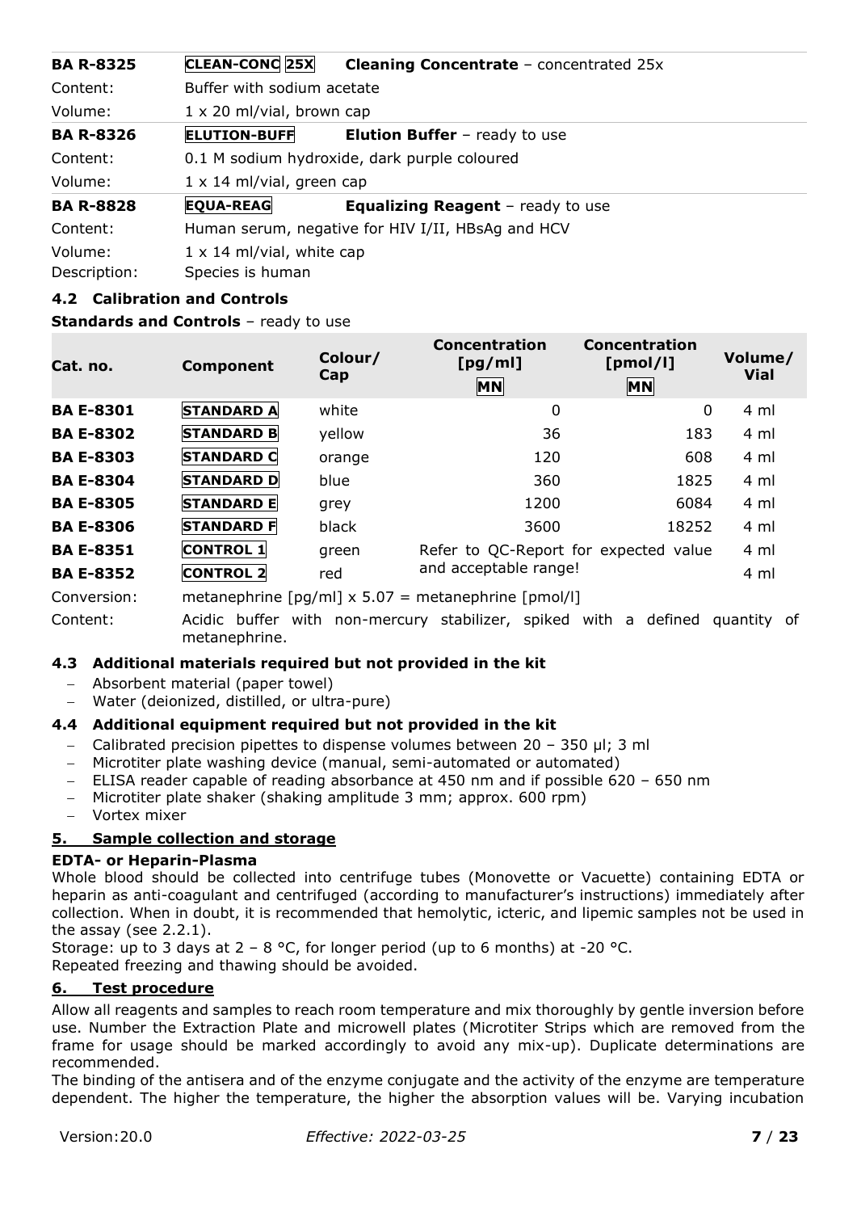| | | |
|---|---|---|
| **BA R-8325** | **CLEAN-CONC 25X** | **Cleaning Concentrate** – concentrated 25x |
| Content: | Buffer with sodium acetate | |
| Volume: | 1 x 20 ml/vial, brown cap | |
| **BA R-8326** | **ELUTION-BUFF** | **Elution Buffer** – ready to use |
| Content: | 0.1 M sodium hydroxide, dark purple coloured | |
| Volume: | 1 x 14 ml/vial, green cap | |
| **BA R-8828** | **EQUA-REAG** | **Equalizing Reagent** – ready to use |
| Content: | Human serum, negative for HIV I/II, HBsAg and HCV | |
| Volume: | 1 x 14 ml/vial, white cap | |
| Description: | Species is human | |

### 4.2 Calibration and Controls

**Standards and Controls** – ready to use

| Cat. no. | Component | Colour/ Cap | Concentration [pg/ml] MN | Concentration [pmol/l] MN | Volume/ Vial |
|---|---|---|---|---|---|
| **BA E-8301** | **STANDARD A** | white | 0 | 0 | 4 ml |
| **BA E-8302** | **STANDARD B** | yellow | 36 | 183 | 4 ml |
| **BA E-8303** | **STANDARD C** | orange | 120 | 608 | 4 ml |
| **BA E-8304** | **STANDARD D** | blue | 360 | 1825 | 4 ml |
| **BA E-8305** | **STANDARD E** | grey | 1200 | 6084 | 4 ml |
| **BA E-8306** | **STANDARD F** | black | 3600 | 18252 | 4 ml |
| **BA E-8351** | **CONTROL 1** | green | Refer to QC-Report for expected value and acceptable range! | | 4 ml |
| **BA E-8352** | **CONTROL 2** | red | | | 4 ml |

Conversion: metanephrine [pg/ml] x 5.07 = metanephrine [pmol/l]

Content: Acidic buffer with non-mercury stabilizer, spiked with a defined quantity of metanephrine.

### 4.3 Additional materials required but not provided in the kit

- Absorbent material (paper towel)
- Water (deionized, distilled, or ultra-pure)

### 4.4 Additional equipment required but not provided in the kit

- Calibrated precision pipettes to dispense volumes between 20 – 350 µl; 3 ml
- Microtiter plate washing device (manual, semi-automated or automated)
- ELISA reader capable of reading absorbance at 450 nm and if possible 620 – 650 nm
- Microtiter plate shaker (shaking amplitude 3 mm; approx. 600 rpm)
- Vortex mixer

## 5. Sample collection and storage

**EDTA- or Heparin-Plasma**

Whole blood should be collected into centrifuge tubes (Monovette or Vacuette) containing EDTA or heparin as anti-coagulant and centrifuged (according to manufacturer's instructions) immediately after collection. When in doubt, it is recommended that hemolytic, icteric, and lipemic samples not be used in the assay (see 2.2.1).

Storage: up to 3 days at 2 – 8 °C, for longer period (up to 6 months) at -20 °C.
Repeated freezing and thawing should be avoided.

## 6. Test procedure

Allow all reagents and samples to reach room temperature and mix thoroughly by gentle inversion before use. Number the Extraction Plate and microwell plates (Microtiter Strips which are removed from the frame for usage should be marked accordingly to avoid any mix-up). Duplicate determinations are recommended.

The binding of the antisera and of the enzyme conjugate and the activity of the enzyme are temperature dependent. The higher the temperature, the higher the absorption values will be. Varying incubation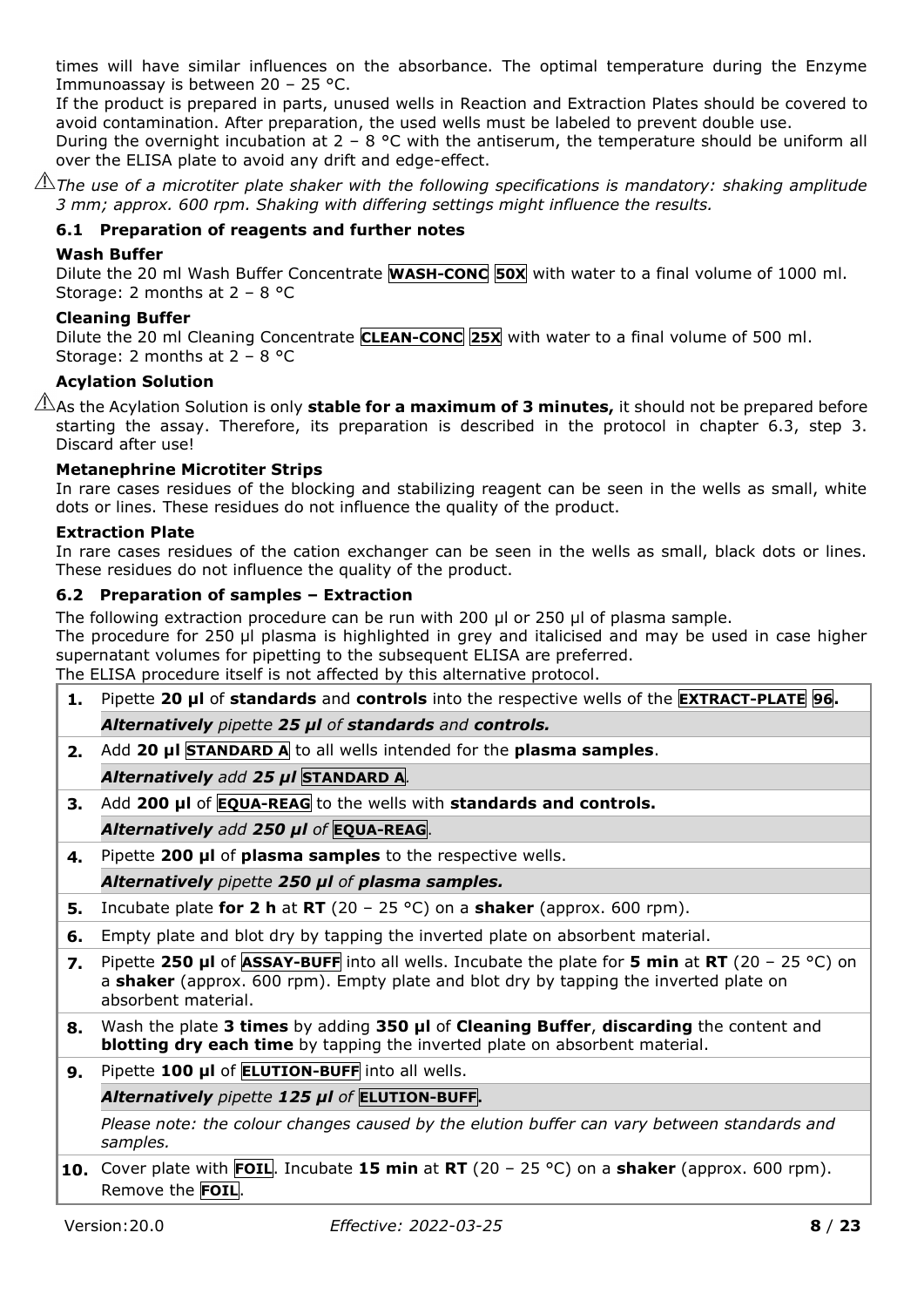times will have similar influences on the absorbance. The optimal temperature during the Enzyme Immunoassay is between 20 – 25 °C.
If the product is prepared in parts, unused wells in Reaction and Extraction Plates should be covered to avoid contamination. After preparation, the used wells must be labeled to prevent double use.
During the overnight incubation at 2 – 8 °C with the antiserum, the temperature should be uniform all over the ELISA plate to avoid any drift and edge-effect.

⚠ *The use of a microtiter plate shaker with the following specifications is mandatory: shaking amplitude 3 mm; approx. 600 rpm. Shaking with differing settings might influence the results.*

### 6.1 Preparation of reagents and further notes

**Wash Buffer**

Dilute the 20 ml Wash Buffer Concentrate **WASH-CONC** **50X** with water to a final volume of 1000 ml.
Storage: 2 months at 2 – 8 °C

**Cleaning Buffer**

Dilute the 20 ml Cleaning Concentrate **CLEAN-CONC** **25X** with water to a final volume of 500 ml.
Storage: 2 months at 2 – 8 °C

**Acylation Solution**

⚠ As the Acylation Solution is only **stable for a maximum of 3 minutes,** it should not be prepared before starting the assay. Therefore, its preparation is described in the protocol in chapter 6.3, step 3. Discard after use!

**Metanephrine Microtiter Strips**

In rare cases residues of the blocking and stabilizing reagent can be seen in the wells as small, white dots or lines. These residues do not influence the quality of the product.

**Extraction Plate**

In rare cases residues of the cation exchanger can be seen in the wells as small, black dots or lines. These residues do not influence the quality of the product.

### 6.2 Preparation of samples – Extraction

The following extraction procedure can be run with 200 µl or 250 µl of plasma sample.
The procedure for 250 µl plasma is highlighted in grey and italicised and may be used in case higher supernatant volumes for pipetting to the subsequent ELISA are preferred.
The ELISA procedure itself is not affected by this alternative protocol.

| | |
|---|---|
| **1.** | Pipette **20 µl** of **standards** and **controls** into the respective wells of the **EXTRACT-PLATE** **96**. |
| | ***Alternatively*** *pipette **25 µl** of **standards** and **controls.*** |
| **2.** | Add **20 µl** **STANDARD A** to all wells intended for the **plasma samples**. |
| | ***Alternatively*** *add **25 µl*** **STANDARD A**. |
| **3.** | Add **200 µl** of **EQUA-REAG** to the wells with **standards and controls.** |
| | ***Alternatively*** *add **250 µl** of* **EQUA-REAG**. |
| **4.** | Pipette **200 µl** of **plasma samples** to the respective wells. |
| | ***Alternatively*** *pipette **250 µl** of **plasma samples.*** |
| **5.** | Incubate plate **for 2 h** at **RT** (20 – 25 °C) on a **shaker** (approx. 600 rpm). |
| **6.** | Empty plate and blot dry by tapping the inverted plate on absorbent material. |
| **7.** | Pipette **250 µl** of **ASSAY-BUFF** into all wells. Incubate the plate for **5 min** at **RT** (20 – 25 °C) on a **shaker** (approx. 600 rpm). Empty plate and blot dry by tapping the inverted plate on absorbent material. |
| **8.** | Wash the plate **3 times** by adding **350 µl** of **Cleaning Buffer**, **discarding** the content and **blotting dry each time** by tapping the inverted plate on absorbent material. |
| **9.** | Pipette **100 µl** of **ELUTION-BUFF** into all wells. |
| | ***Alternatively*** *pipette **125 µl** of* **ELUTION-BUFF.** |
| | *Please note: the colour changes caused by the elution buffer can vary between standards and samples.* |
| **10.** | Cover plate with **FOIL**. Incubate **15 min** at **RT** (20 – 25 °C) on a **shaker** (approx. 600 rpm). Remove the **FOIL**. |

Version: 20.0 *Effective: 2022-03-25*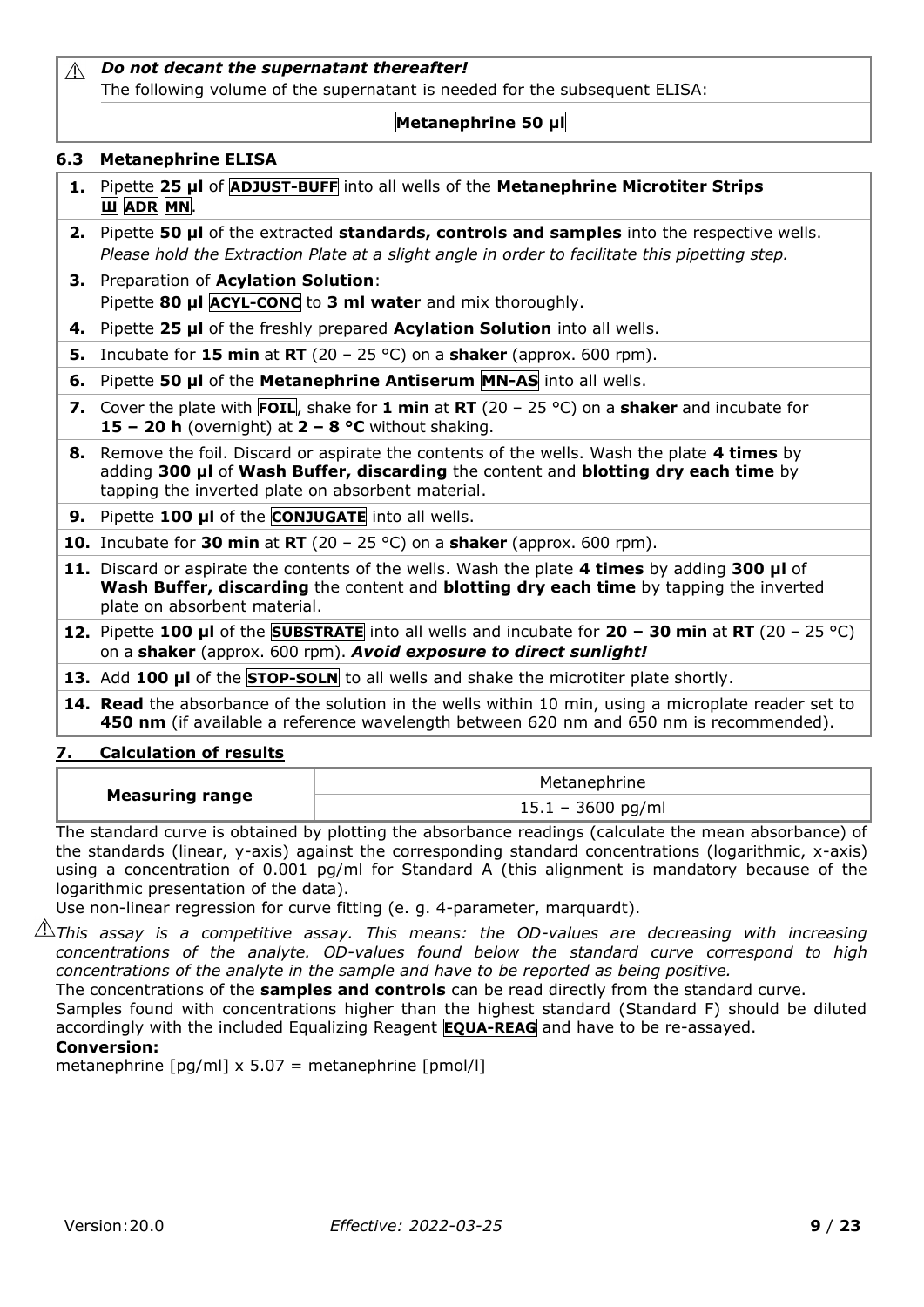⚠ ***Do not decant the supernatant thereafter!***

The following volume of the supernatant is needed for the subsequent ELISA:

**Metanephrine 50 µl**

### 6.3 Metanephrine ELISA

| | |
|---|---|
| **1.** | Pipette **25 µl** of **ADJUST-BUFF** into all wells of the **Metanephrine Microtiter Strips** Ш **ADR** **MN**. |
| **2.** | Pipette **50 µl** of the extracted **standards, controls and samples** into the respective wells. *Please hold the Extraction Plate at a slight angle in order to facilitate this pipetting step.* |
| **3.** | Preparation of **Acylation Solution**: Pipette **80 µl** **ACYL-CONC** to **3 ml water** and mix thoroughly. |
| **4.** | Pipette **25 µl** of the freshly prepared **Acylation Solution** into all wells. |
| **5.** | Incubate for **15 min** at **RT** (20 – 25 °C) on a **shaker** (approx. 600 rpm). |
| **6.** | Pipette **50 µl** of the **Metanephrine Antiserum** **MN-AS** into all wells. |
| **7.** | Cover the plate with **FOIL**, shake for **1 min** at **RT** (20 – 25 °C) on a **shaker** and incubate for **15 – 20 h** (overnight) at **2 – 8 °C** without shaking. |
| **8.** | Remove the foil. Discard or aspirate the contents of the wells. Wash the plate **4 times** by adding **300 µl** of **Wash Buffer, discarding** the content and **blotting dry each time** by tapping the inverted plate on absorbent material. |
| **9.** | Pipette **100 µl** of the **CONJUGATE** into all wells. |
| **10.** | Incubate for **30 min** at **RT** (20 – 25 °C) on a **shaker** (approx. 600 rpm). |
| **11.** | Discard or aspirate the contents of the wells. Wash the plate **4 times** by adding **300 µl** of **Wash Buffer, discarding** the content and **blotting dry each time** by tapping the inverted plate on absorbent material. |
| **12.** | Pipette **100 µl** of the **SUBSTRATE** into all wells and incubate for **20 – 30 min** at **RT** (20 – 25 °C) on a **shaker** (approx. 600 rpm). ***Avoid exposure to direct sunlight!*** |
| **13.** | Add **100 µl** of the **STOP-SOLN** to all wells and shake the microtiter plate shortly. |
| **14.** | **Read** the absorbance of the solution in the wells within 10 min, using a microplate reader set to **450 nm** (if available a reference wavelength between 620 nm and 650 nm is recommended). |

## 7. Calculation of results

| **Measuring range** | Metanephrine |
|---|---|
| | 15.1 – 3600 pg/ml |

The standard curve is obtained by plotting the absorbance readings (calculate the mean absorbance) of the standards (linear, y-axis) against the corresponding standard concentrations (logarithmic, x-axis) using a concentration of 0.001 pg/ml for Standard A (this alignment is mandatory because of the logarithmic presentation of the data).

Use non-linear regression for curve fitting (e. g. 4-parameter, marquardt).

⚠ *This assay is a competitive assay. This means: the OD-values are decreasing with increasing concentrations of the analyte. OD-values found below the standard curve correspond to high concentrations of the analyte in the sample and have to be reported as being positive.*

The concentrations of the **samples and controls** can be read directly from the standard curve.

Samples found with concentrations higher than the highest standard (Standard F) should be diluted accordingly with the included Equalizing Reagent **EQUA-REAG** and have to be re-assayed.

**Conversion:**

metanephrine [pg/ml] x 5.07 = metanephrine [pmol/l]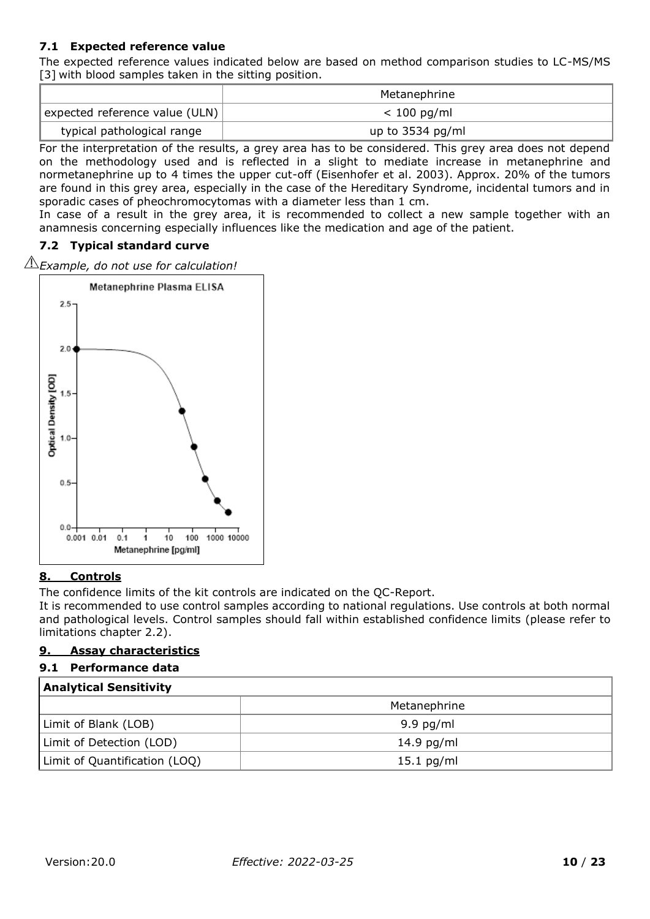### 7.1 Expected reference value

The expected reference values indicated below are based on method comparison studies to LC-MS/MS [3] with blood samples taken in the sitting position.

| | Metanephrine |
|---|---|
| expected reference value (ULN) | < 100 pg/ml |
| typical pathological range | up to 3534 pg/ml |

For the interpretation of the results, a grey area has to be considered. This grey area does not depend on the methodology used and is reflected in a slight to mediate increase in metanephrine and normetanephrine up to 4 times the upper cut-off (Eisenhofer et al. 2003). Approx. 20% of the tumors are found in this grey area, especially in the case of the Hereditary Syndrome, incidental tumors and in sporadic cases of pheochromocytomas with a diameter less than 1 cm.

In case of a result in the grey area, it is recommended to collect a new sample together with an anamnesis concerning especially influences like the medication and age of the patient.

### 7.2 Typical standard curve

⚠ *Example, do not use for calculation!*

## 8. Controls

The confidence limits of the kit controls are indicated on the QC-Report.

It is recommended to use control samples according to national regulations. Use controls at both normal and pathological levels. Control samples should fall within established confidence limits (please refer to limitations chapter 2.2).

## 9. Assay characteristics

### 9.1 Performance data

| **Analytical Sensitivity** | |
|---|---|
| | Metanephrine |
| Limit of Blank (LOB) | 9.9 pg/ml |
| Limit of Detection (LOD) | 14.9 pg/ml |
| Limit of Quantification (LOQ) | 15.1 pg/ml |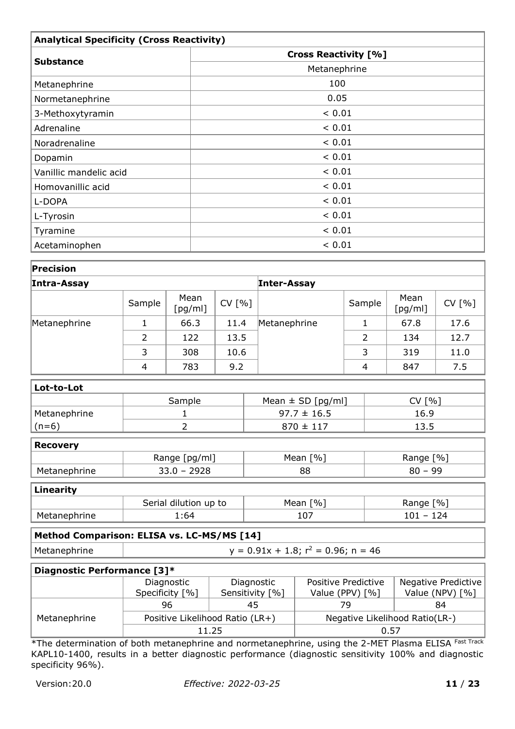### Analytical Specificity (Cross Reactivity)

| Substance | Cross Reactivity [%] |
|---|---|
| | Metanephrine |
| Metanephrine | 100 |
| Normetanephrine | 0.05 |
| 3-Methoxytyramin | < 0.01 |
| Adrenaline | < 0.01 |
| Noradrenaline | < 0.01 |
| Dopamin | < 0.01 |
| Vanillic mandelic acid | < 0.01 |
| Homovanillic acid | < 0.01 |
| L-DOPA | < 0.01 |
| L-Tyrosin | < 0.01 |
| Tyramine | < 0.01 |
| Acetaminophen | < 0.01 |

### Precision

| Intra-Assay | | | | Inter-Assay | | | |
|---|---|---|---|---|---|---|---|
| | Sample | Mean [pg/ml] | CV [%] | | Sample | Mean [pg/ml] | CV [%] |
| Metanephrine | 1 | 66.3 | 11.4 | Metanephrine | 1 | 67.8 | 17.6 |
| | 2 | 122 | 13.5 | | 2 | 134 | 12.7 |
| | 3 | 308 | 10.6 | | 3 | 319 | 11.0 |
| | 4 | 783 | 9.2 | | 4 | 847 | 7.5 |

### Lot-to-Lot

| | Sample | Mean ± SD [pg/ml] | CV [%] |
|---|---|---|---|
| Metanephrine (n=6) | 1 | 97.7 ± 16.5 | 16.9 |
| | 2 | 870 ± 117 | 13.5 |

### Recovery

| | Range [pg/ml] | Mean [%] | Range [%] |
|---|---|---|---|
| Metanephrine | 33.0 – 2928 | 88 | 80 – 99 |

### Linearity

| | Serial dilution up to | Mean [%] | Range [%] |
|---|---|---|---|
| Metanephrine | 1:64 | 107 | 101 – 124 |

### Method Comparison: ELISA vs. LC-MS/MS [14]

| | |
|---|---|
| Metanephrine | $y = 0.91x + 1.8$; $r^2 = 0.96$; n = 46 |

### Diagnostic Performance [3]*

| | Diagnostic Specificity [%] | Diagnostic Sensitivity [%] | Positive Predictive Value (PPV) [%] | Negative Predictive Value (NPV) [%] |
|---|---|---|---|---|
| Metanephrine | 96 | 45 | 79 | 84 |
| | Positive Likelihood Ratio (LR+) | | Negative Likelihood Ratio(LR-) | |
| | 11.25 | | 0.57 | |

*The determination of both metanephrine and normetanephrine, using the 2-MET Plasma ELISA Fast Track KAPL10-1400, results in a better diagnostic performance (diagnostic sensitivity 100% and diagnostic specificity 96%).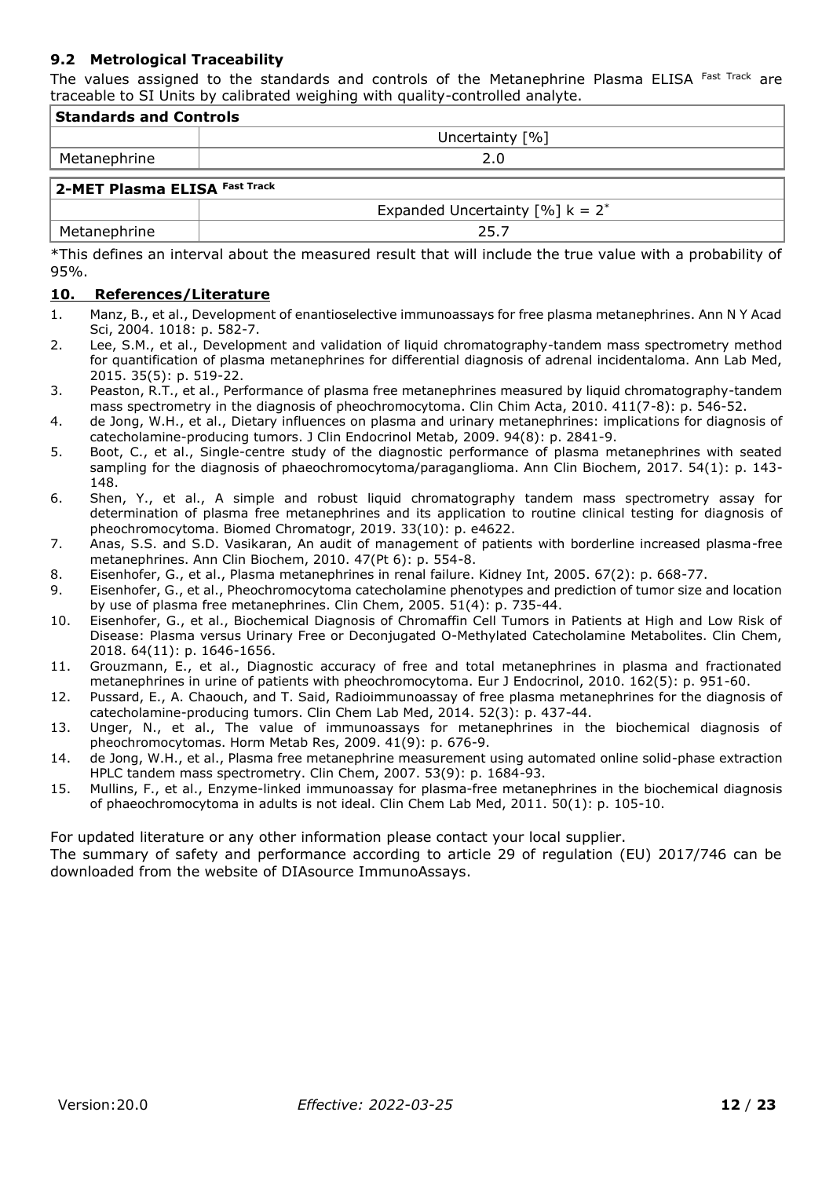### 9.2 Metrological Traceability

The values assigned to the standards and controls of the Metanephrine Plasma ELISA [Fast Track] are traceable to SI Units by calibrated weighing with quality-controlled analyte.

| Standards and Controls | |
|---|---|
| | Uncertainty [%] |
| Metanephrine | 2.0 |

| 2-MET Plasma ELISA [Fast Track] | |
|---|---|
| | Expanded Uncertainty [%] k = 2* |
| Metanephrine | 25.7 |

*This defines an interval about the measured result that will include the true value with a probability of 95%.

## 10. References/Literature

1. Manz, B., et al., Development of enantioselective immunoassays for free plasma metanephrines. Ann N Y Acad Sci, 2004. 1018: p. 582-7.
2. Lee, S.M., et al., Development and validation of liquid chromatography-tandem mass spectrometry method for quantification of plasma metanephrines for differential diagnosis of adrenal incidentaloma. Ann Lab Med, 2015. 35(5): p. 519-22.
3. Peaston, R.T., et al., Performance of plasma free metanephrines measured by liquid chromatography-tandem mass spectrometry in the diagnosis of pheochromocytoma. Clin Chim Acta, 2010. 411(7-8): p. 546-52.
4. de Jong, W.H., et al., Dietary influences on plasma and urinary metanephrines: implications for diagnosis of catecholamine-producing tumors. J Clin Endocrinol Metab, 2009. 94(8): p. 2841-9.
5. Boot, C., et al., Single-centre study of the diagnostic performance of plasma metanephrines with seated sampling for the diagnosis of phaeochromocytoma/paraganglioma. Ann Clin Biochem, 2017. 54(1): p. 143-148.
6. Shen, Y., et al., A simple and robust liquid chromatography tandem mass spectrometry assay for determination of plasma free metanephrines and its application to routine clinical testing for diagnosis of pheochromocytoma. Biomed Chromatogr, 2019. 33(10): p. e4622.
7. Anas, S.S. and S.D. Vasikaran, An audit of management of patients with borderline increased plasma-free metanephrines. Ann Clin Biochem, 2010. 47(Pt 6): p. 554-8.
8. Eisenhofer, G., et al., Plasma metanephrines in renal failure. Kidney Int, 2005. 67(2): p. 668-77.
9. Eisenhofer, G., et al., Pheochromocytoma catecholamine phenotypes and prediction of tumor size and location by use of plasma free metanephrines. Clin Chem, 2005. 51(4): p. 735-44.
10. Eisenhofer, G., et al., Biochemical Diagnosis of Chromaffin Cell Tumors in Patients at High and Low Risk of Disease: Plasma versus Urinary Free or Deconjugated O-Methylated Catecholamine Metabolites. Clin Chem, 2018. 64(11): p. 1646-1656.
11. Grouzmann, E., et al., Diagnostic accuracy of free and total metanephrines in plasma and fractionated metanephrines in urine of patients with pheochromocytoma. Eur J Endocrinol, 2010. 162(5): p. 951-60.
12. Pussard, E., A. Chaouch, and T. Said, Radioimmunoassay of free plasma metanephrines for the diagnosis of catecholamine-producing tumors. Clin Chem Lab Med, 2014. 52(3): p. 437-44.
13. Unger, N., et al., The value of immunoassays for metanephrines in the biochemical diagnosis of pheochromocytomas. Horm Metab Res, 2009. 41(9): p. 676-9.
14. de Jong, W.H., et al., Plasma free metanephrine measurement using automated online solid-phase extraction HPLC tandem mass spectrometry. Clin Chem, 2007. 53(9): p. 1684-93.
15. Mullins, F., et al., Enzyme-linked immunoassay for plasma-free metanephrines in the biochemical diagnosis of phaeochromocytoma in adults is not ideal. Clin Chem Lab Med, 2011. 50(1): p. 105-10.

For updated literature or any other information please contact your local supplier.

The summary of safety and performance according to article 29 of regulation (EU) 2017/746 can be downloaded from the website of DIAsource ImmunoAssays.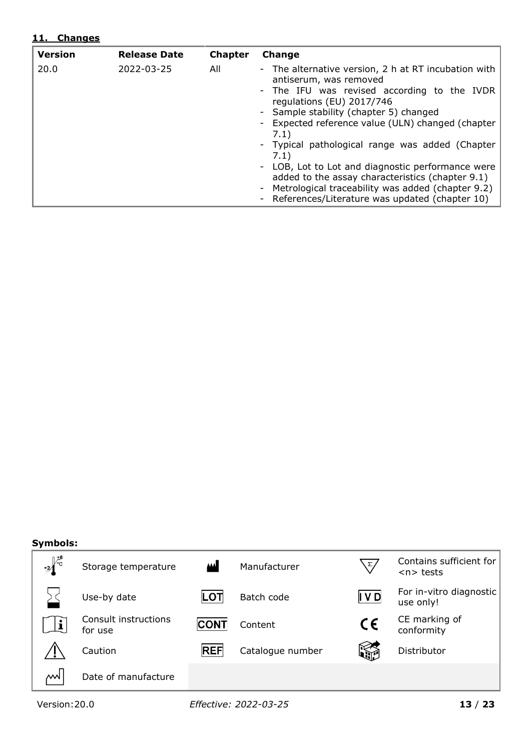## 11. Changes

| Version | Release Date | Chapter | Change |
|---|---|---|---|
| 20.0 | 2022-03-25 | All | - The alternative version, 2 h at RT incubation with antiserum, was removed<br>- The IFU was revised according to the IVDR regulations (EU) 2017/746<br>- Sample stability (chapter 5) changed<br>- Expected reference value (ULN) changed (chapter 7.1)<br>- Typical pathological range was added (Chapter 7.1)<br>- LOB, Lot to Lot and diagnostic performance were added to the assay characteristics (chapter 9.1)<br>- Metrological traceability was added (chapter 9.2)<br>- References/Literature was updated (chapter 10) |

**Symbols:**

| Symbol | Meaning | Symbol | Meaning | Symbol | Meaning |
|---|---|---|---|---|---|
| +2 °C / +8 | Storage temperature | | Manufacturer | Σ | Contains sufficient for <n> tests |
| | Use-by date | LOT | Batch code | IVD | For in-vitro diagnostic use only! |
| i | Consult instructions for use | CONT | Content | CE | CE marking of conformity |
| ⚠ | Caution | REF | Catalogue number | | Distributor |
| | Date of manufacture | | | | |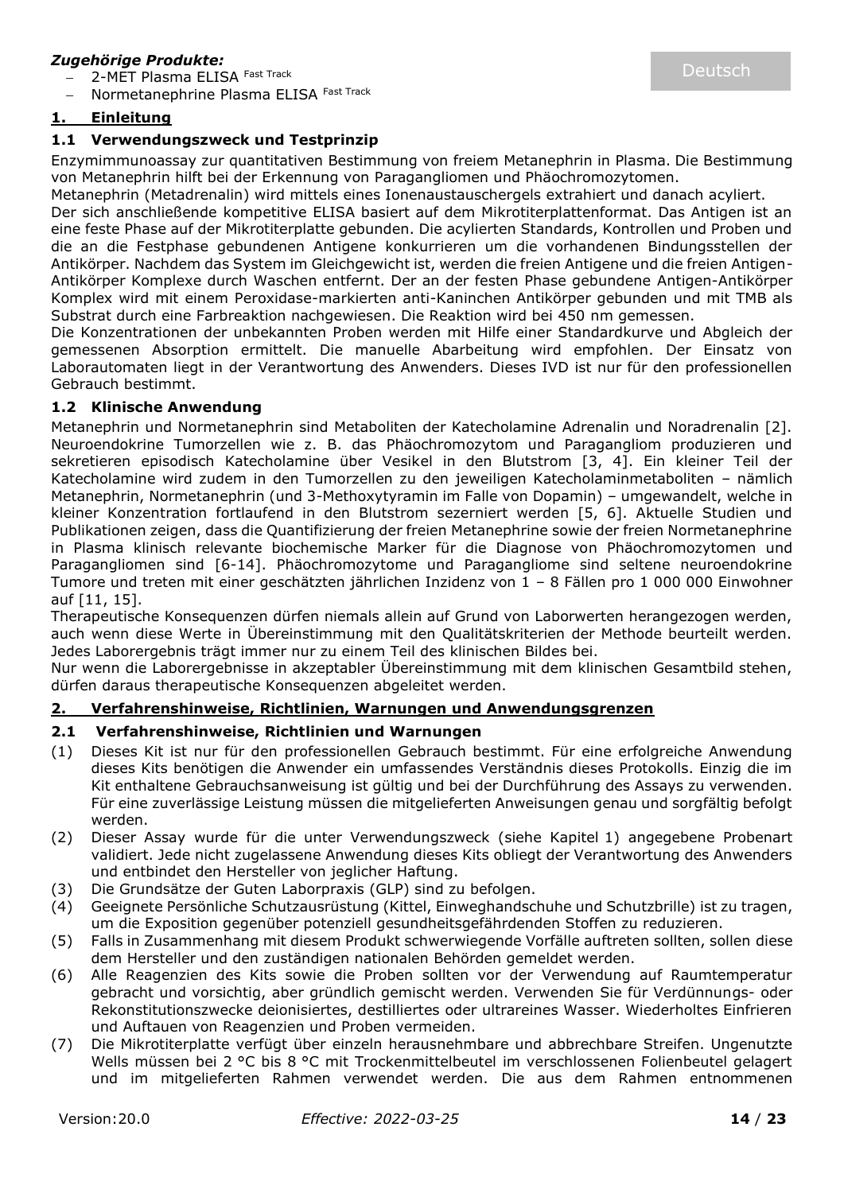***Zugehörige Produkte:***

- 2-MET Plasma ELISA Fast Track
- Normetanephrine Plasma ELISA Fast Track

Deutsch

## 1. Einleitung

### 1.1 Verwendungszweck und Testprinzip

Enzymimmunoassay zur quantitativen Bestimmung von freiem Metanephrin in Plasma. Die Bestimmung von Metanephrin hilft bei der Erkennung von Paragangliomen und Phäochromozytomen.

Metanephrin (Metadrenalin) wird mittels eines Ionenaustauschergels extrahiert und danach acyliert.

Der sich anschließende kompetitive ELISA basiert auf dem Mikrotiterplattenformat. Das Antigen ist an eine feste Phase auf der Mikrotiterplatte gebunden. Die acylierten Standards, Kontrollen und Proben und die an die Festphase gebundenen Antigene konkurrieren um die vorhandenen Bindungsstellen der Antikörper. Nachdem das System im Gleichgewicht ist, werden die freien Antigene und die freien Antigen-Antikörper Komplexe durch Waschen entfernt. Der an der festen Phase gebundene Antigen-Antikörper Komplex wird mit einem Peroxidase-markierten anti-Kaninchen Antikörper gebunden und mit TMB als Substrat durch eine Farbreaktion nachgewiesen. Die Reaktion wird bei 450 nm gemessen.

Die Konzentrationen der unbekannten Proben werden mit Hilfe einer Standardkurve und Abgleich der gemessenen Absorption ermittelt. Die manuelle Abarbeitung wird empfohlen. Der Einsatz von Laborautomaten liegt in der Verantwortung des Anwenders. Dieses IVD ist nur für den professionellen Gebrauch bestimmt.

### 1.2 Klinische Anwendung

Metanephrin und Normetanephrin sind Metaboliten der Katecholamine Adrenalin und Noradrenalin [2]. Neuroendokrine Tumorzellen wie z. B. das Phäochromozytom und Paragangliom produzieren und sekretieren episodisch Katecholamine über Vesikel in den Blutstrom [3, 4]. Ein kleiner Teil der Katecholamine wird zudem in den Tumorzellen zu den jeweiligen Katecholaminmetaboliten – nämlich Metanephrin, Normetanephrin (und 3-Methoxytyramin im Falle von Dopamin) – umgewandelt, welche in kleiner Konzentration fortlaufend in den Blutstrom sezerniert werden [5, 6]. Aktuelle Studien und Publikationen zeigen, dass die Quantifizierung der freien Metanephrine sowie der freien Normetanephrine in Plasma klinisch relevante biochemische Marker für die Diagnose von Phäochromozytomen und Paragangliomen sind [6-14]. Phäochromozytome und Paragangliome sind seltene neuroendokrine Tumore und treten mit einer geschätzten jährlichen Inzidenz von 1 – 8 Fällen pro 1 000 000 Einwohner auf [11, 15].

Therapeutische Konsequenzen dürfen niemals allein auf Grund von Laborwerten herangezogen werden, auch wenn diese Werte in Übereinstimmung mit den Qualitätskriterien der Methode beurteilt werden. Jedes Laborergebnis trägt immer nur zu einem Teil des klinischen Bildes bei.

Nur wenn die Laborergebnisse in akzeptabler Übereinstimmung mit dem klinischen Gesamtbild stehen, dürfen daraus therapeutische Konsequenzen abgeleitet werden.

## 2. Verfahrenshinweise, Richtlinien, Warnungen und Anwendungsgrenzen

### 2.1 Verfahrenshinweise, Richtlinien und Warnungen

(1) Dieses Kit ist nur für den professionellen Gebrauch bestimmt. Für eine erfolgreiche Anwendung dieses Kits benötigen die Anwender ein umfassendes Verständnis dieses Protokolls. Einzig die im Kit enthaltene Gebrauchsanweisung ist gültig und bei der Durchführung des Assays zu verwenden. Für eine zuverlässige Leistung müssen die mitgelieferten Anweisungen genau und sorgfältig befolgt werden.

(2) Dieser Assay wurde für die unter Verwendungszweck (siehe Kapitel 1) angegebene Probenart validiert. Jede nicht zugelassene Anwendung dieses Kits obliegt der Verantwortung des Anwenders und entbindet den Hersteller von jeglicher Haftung.

(3) Die Grundsätze der Guten Laborpraxis (GLP) sind zu befolgen.

(4) Geeignete Persönliche Schutzausrüstung (Kittel, Einweghandschuhe und Schutzbrille) ist zu tragen, um die Exposition gegenüber potenziell gesundheitsgefährdenden Stoffen zu reduzieren.

(5) Falls in Zusammenhang mit diesem Produkt schwerwiegende Vorfälle auftreten sollten, sollen diese dem Hersteller und den zuständigen nationalen Behörden gemeldet werden.

(6) Alle Reagenzien des Kits sowie die Proben sollten vor der Verwendung auf Raumtemperatur gebracht und vorsichtig, aber gründlich gemischt werden. Verwenden Sie für Verdünnungs- oder Rekonstitutionszwecke deionisiertes, destilliertes oder ultrareines Wasser. Wiederholtes Einfrieren und Auftauen von Reagenzien und Proben vermeiden.

(7) Die Mikrotiterplatte verfügt über einzeln herausnehmbare und abbrechbare Streifen. Ungenutzte Wells müssen bei 2 °C bis 8 °C mit Trockenmittelbeutel im verschlossenen Folienbeutel gelagert und im mitgelieferten Rahmen verwendet werden. Die aus dem Rahmen entnommenen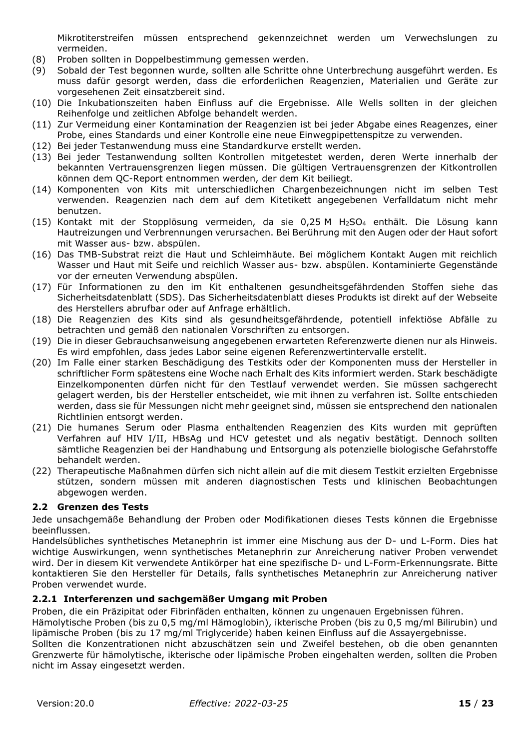Mikrotiterstreifen müssen entsprechend gekennzeichnet werden um Verwechslungen zu vermeiden.

(8) Proben sollten in Doppelbestimmung gemessen werden.
(9) Sobald der Test begonnen wurde, sollten alle Schritte ohne Unterbrechung ausgeführt werden. Es muss dafür gesorgt werden, dass die erforderlichen Reagenzien, Materialien und Geräte zur vorgesehenen Zeit einsatzbereit sind.
(10) Die Inkubationszeiten haben Einfluss auf die Ergebnisse. Alle Wells sollten in der gleichen Reihenfolge und zeitlichen Abfolge behandelt werden.
(11) Zur Vermeidung einer Kontamination der Reagenzien ist bei jeder Abgabe eines Reagenzes, einer Probe, eines Standards und einer Kontrolle eine neue Einwegpipettenspitze zu verwenden.
(12) Bei jeder Testanwendung muss eine Standardkurve erstellt werden.
(13) Bei jeder Testanwendung sollten Kontrollen mitgetestet werden, deren Werte innerhalb der bekannten Vertrauensgrenzen liegen müssen. Die gültigen Vertrauensgrenzen der Kitkontrollen können dem QC-Report entnommen werden, der dem Kit beiliegt.
(14) Komponenten von Kits mit unterschiedlichen Chargenbezeichnungen nicht im selben Test verwenden. Reagenzien nach dem auf dem Kitetikett angegebenen Verfalldatum nicht mehr benutzen.
(15) Kontakt mit der Stopplösung vermeiden, da sie 0,25 M $H_2SO_4$ enthält. Die Lösung kann Hautreizungen und Verbrennungen verursachen. Bei Berührung mit den Augen oder der Haut sofort mit Wasser aus- bzw. abspülen.
(16) Das TMB-Substrat reizt die Haut und Schleimhäute. Bei möglichem Kontakt Augen mit reichlich Wasser und Haut mit Seife und reichlich Wasser aus- bzw. abspülen. Kontaminierte Gegenstände vor der erneuten Verwendung abspülen.
(17) Für Informationen zu den im Kit enthaltenen gesundheitsgefährdenden Stoffen siehe das Sicherheitsdatenblatt (SDS). Das Sicherheitsdatenblatt dieses Produkts ist direkt auf der Webseite des Herstellers abrufbar oder auf Anfrage erhältlich.
(18) Die Reagenzien des Kits sind als gesundheitsgefährdende, potentiell infektiöse Abfälle zu betrachten und gemäß den nationalen Vorschriften zu entsorgen.
(19) Die in dieser Gebrauchsanweisung angegebenen erwarteten Referenzwerte dienen nur als Hinweis. Es wird empfohlen, dass jedes Labor seine eigenen Referenzwertintervalle erstellt.
(20) Im Falle einer starken Beschädigung des Testkits oder der Komponenten muss der Hersteller in schriftlicher Form spätestens eine Woche nach Erhalt des Kits informiert werden. Stark beschädigte Einzelkomponenten dürfen nicht für den Testlauf verwendet werden. Sie müssen sachgerecht gelagert werden, bis der Hersteller entscheidet, wie mit ihnen zu verfahren ist. Sollte entschieden werden, dass sie für Messungen nicht mehr geeignet sind, müssen sie entsprechend den nationalen Richtlinien entsorgt werden.
(21) Die humanes Serum oder Plasma enthaltenden Reagenzien des Kits wurden mit geprüften Verfahren auf HIV I/II, HBsAg und HCV getestet und als negativ bestätigt. Dennoch sollten sämtliche Reagenzien bei der Handhabung und Entsorgung als potenzielle biologische Gefahrstoffe behandelt werden.
(22) Therapeutische Maßnahmen dürfen sich nicht allein auf die mit diesem Testkit erzielten Ergebnisse stützen, sondern müssen mit anderen diagnostischen Tests und klinischen Beobachtungen abgewogen werden.

### 2.2 Grenzen des Tests

Jede unsachgemäße Behandlung der Proben oder Modifikationen dieses Tests können die Ergebnisse beeinflussen.

Handelsübliches synthetisches Metanephrin ist immer eine Mischung aus der D- und L-Form. Dies hat wichtige Auswirkungen, wenn synthetisches Metanephrin zur Anreicherung nativer Proben verwendet wird. Der in diesem Kit verwendete Antikörper hat eine spezifische D- und L-Form-Erkennungsrate. Bitte kontaktieren Sie den Hersteller für Details, falls synthetisches Metanephrin zur Anreicherung nativer Proben verwendet wurde.

#### 2.2.1 Interferenzen und sachgemäßer Umgang mit Proben

Proben, die ein Präzipitat oder Fibrinfäden enthalten, können zu ungenauen Ergebnissen führen.

Hämolytische Proben (bis zu 0,5 mg/ml Hämoglobin), ikterische Proben (bis zu 0,5 mg/ml Bilirubin) und lipämische Proben (bis zu 17 mg/ml Triglyceride) haben keinen Einfluss auf die Assayergebnisse.

Sollten die Konzentrationen nicht abzuschätzen sein und Zweifel bestehen, ob die oben genannten Grenzwerte für hämolytische, ikterische oder lipämische Proben eingehalten werden, sollten die Proben nicht im Assay eingesetzt werden.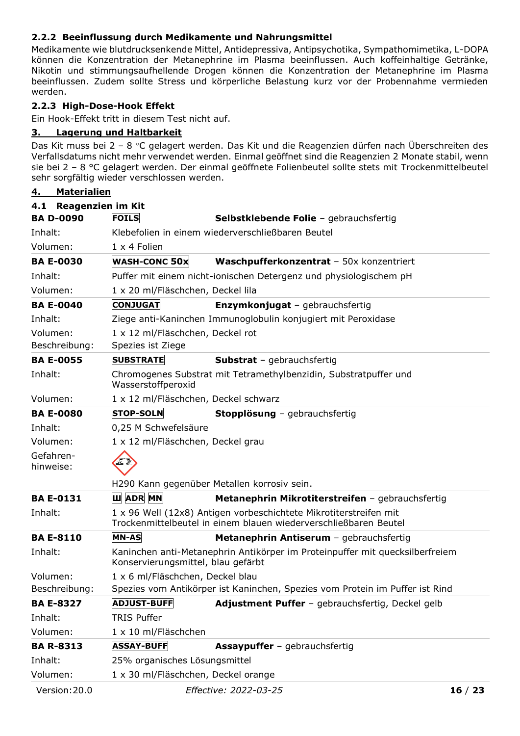### 2.2.2 Beeinflussung durch Medikamente und Nahrungsmittel

Medikamente wie blutdrucksenkende Mittel, Antidepressiva, Antipsychotika, Sympathomimetika, L-DOPA können die Konzentration der Metanephrine im Plasma beeinflussen. Auch koffeinhaltige Getränke, Nikotin und stimmungsaufhellende Drogen können die Konzentration der Metanephrine im Plasma beeinflussen. Zudem sollte Stress und körperliche Belastung kurz vor der Probennahme vermieden werden.

### 2.2.3 High-Dose-Hook Effekt

Ein Hook-Effekt tritt in diesem Test nicht auf.

## 3. Lagerung und Haltbarkeit

Das Kit muss bei 2 – 8 °C gelagert werden. Das Kit und die Reagenzien dürfen nach Überschreiten des Verfallsdatums nicht mehr verwendet werden. Einmal geöffnet sind die Reagenzien 2 Monate stabil, wenn sie bei 2 – 8 °C gelagert werden. Der einmal geöffnete Folienbeutel sollte stets mit Trockenmittelbeutel sehr sorgfältig wieder verschlossen werden.

## 4. Materialien

### 4.1 Reagenzien im Kit

**BA D-0090** | FOILS | **Selbstklebende Folie** – gebrauchsfertig
Inhalt: Klebefolien in einem wiederverschließbaren Beutel
Volumen: 1 x 4 Folien

**BA E-0030** | WASH-CONC 50x | **Waschpufferkonzentrat** – 50x konzentriert
Inhalt: Puffer mit einem nicht-ionischen Detergenz und physiologischem pH
Volumen: 1 x 20 ml/Fläschchen, Deckel lila

**BA E-0040** | CONJUGAT | **Enzymkonjugat** – gebrauchsfertig
Inhalt: Ziege anti-Kaninchen Immunoglobulin konjugiert mit Peroxidase
Volumen: 1 x 12 ml/Fläschchen, Deckel rot
Beschreibung: Spezies ist Ziege

**BA E-0055** | SUBSTRATE | **Substrat** – gebrauchsfertig
Inhalt: Chromogenes Substrat mit Tetramethylbenzidin, Substratpuffer und Wasserstoffperoxid
Volumen: 1 x 12 ml/Fläschchen, Deckel schwarz

**BA E-0080** | STOP-SOLN | **Stopplösung** – gebrauchsfertig
Inhalt: 0,25 M Schwefelsäure
Volumen: 1 x 12 ml/Fläschchen, Deckel grau
Gefahrenhinweise:
H290 Kann gegenüber Metallen korrosiv sein.

**BA E-0131** | Ш ADR MN | **Metanephrin Mikrotiterstreifen** – gebrauchsfertig
Inhalt: 1 x 96 Well (12x8) Antigen vorbeschichtete Mikrotiterstreifen mit Trockenmittelbeutel in einem blauen wiederverschließbaren Beutel

**BA E-8110** | MN-AS | **Metanephrin Antiserum** – gebrauchsfertig
Inhalt: Kaninchen anti-Metanephrin Antikörper im Proteinpuffer mit quecksilberfreiem Konservierungsmittel, blau gefärbt
Volumen: 1 x 6 ml/Fläschchen, Deckel blau
Beschreibung: Spezies vom Antikörper ist Kaninchen, Spezies vom Protein im Puffer ist Rind

**BA E-8327** | ADJUST-BUFF | **Adjustment Puffer** – gebrauchsfertig, Deckel gelb
Inhalt: TRIS Puffer
Volumen: 1 x 10 ml/Fläschchen

**BA R-8313** | ASSAY-BUFF | **Assaypuffer** – gebrauchsfertig
Inhalt: 25% organisches Lösungsmittel
Volumen: 1 x 30 ml/Fläschchen, Deckel orange

Version: 20.0 *Effective: 2022-03-25*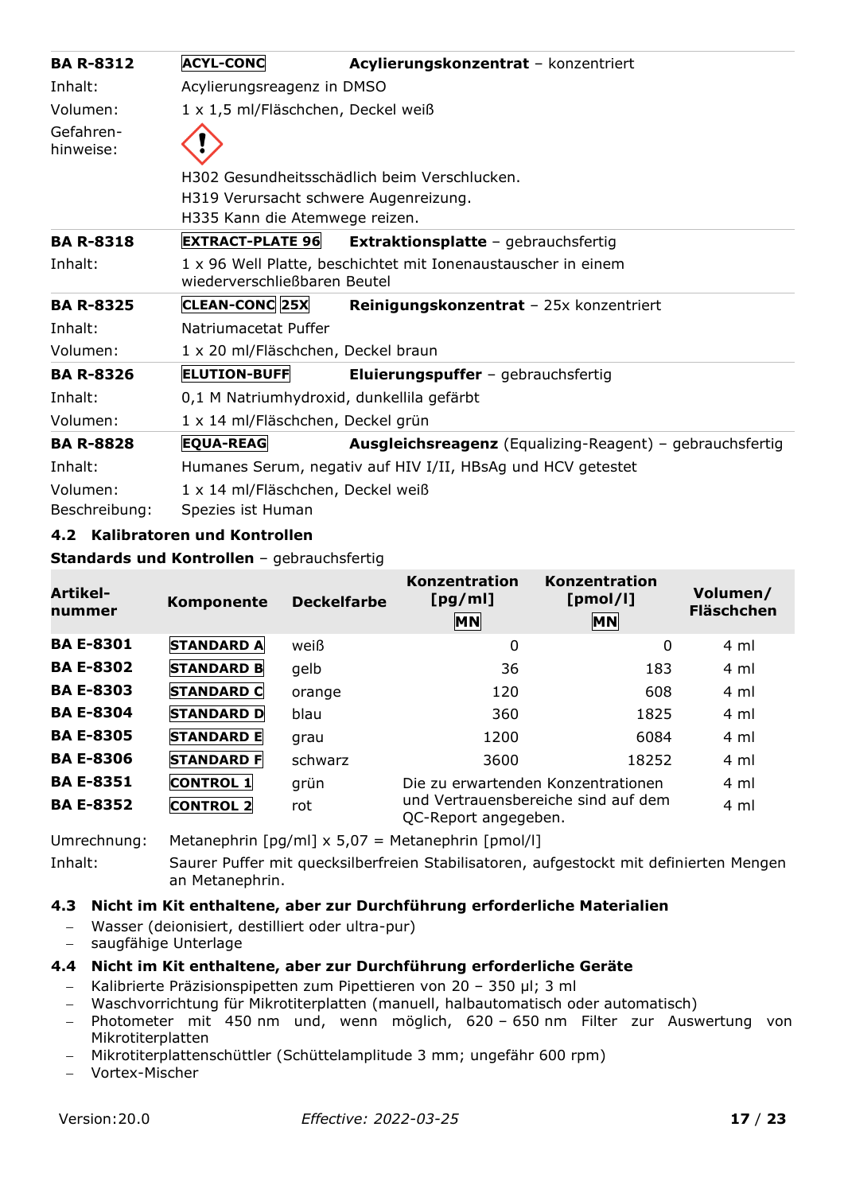| | | |
|---|---|---|
| **BA R-8312** | ACYL-CONC | **Acylierungskonzentrat** – konzentriert |
| Inhalt: | Acylierungsreagenz in DMSO | |
| Volumen: | 1 x 1,5 ml/Fläschchen, Deckel weiß | |
| Gefahren-hinweise: | H302 Gesundheitsschädlich beim Verschlucken.<br>H319 Verursacht schwere Augenreizung.<br>H335 Kann die Atemwege reizen. | |
| **BA R-8318** | EXTRACT-PLATE 96 | **Extraktionsplatte** – gebrauchsfertig |
| Inhalt: | 1 x 96 Well Platte, beschichtet mit Ionenaustauscher in einem wiederverschließbaren Beutel | |
| **BA R-8325** | CLEAN-CONC 25X | **Reinigungskonzentrat** – 25x konzentriert |
| Inhalt: | Natriumacetat Puffer | |
| Volumen: | 1 x 20 ml/Fläschchen, Deckel braun | |
| **BA R-8326** | ELUTION-BUFF | **Eluierungspuffer** – gebrauchsfertig |
| Inhalt: | 0,1 M Natriumhydroxid, dunkellila gefärbt | |
| Volumen: | 1 x 14 ml/Fläschchen, Deckel grün | |
| **BA R-8828** | EQUA-REAG | **Ausgleichsreagenz** (Equalizing-Reagent) – gebrauchsfertig |
| Inhalt: | Humanes Serum, negativ auf HIV I/II, HBsAg und HCV getestet | |
| Volumen: | 1 x 14 ml/Fläschchen, Deckel weiß | |
| Beschreibung: | Spezies ist Human | |

### 4.2 Kalibratoren und Kontrollen

**Standards und Kontrollen** – gebrauchsfertig

| Artikel-nummer | Komponente | Deckelfarbe | Konzentration [pg/ml] MN | Konzentration [pmol/l] MN | Volumen/ Fläschchen |
|---|---|---|---|---|---|
| **BA E-8301** | STANDARD A | weiß | 0 | 0 | 4 ml |
| **BA E-8302** | STANDARD B | gelb | 36 | 183 | 4 ml |
| **BA E-8303** | STANDARD C | orange | 120 | 608 | 4 ml |
| **BA E-8304** | STANDARD D | blau | 360 | 1825 | 4 ml |
| **BA E-8305** | STANDARD E | grau | 1200 | 6084 | 4 ml |
| **BA E-8306** | STANDARD F | schwarz | 3600 | 18252 | 4 ml |
| **BA E-8351** | CONTROL 1 | grün | Die zu erwartenden Konzentrationen und Vertrauensbereiche sind auf dem QC-Report angegeben. | | 4 ml |
| **BA E-8352** | CONTROL 2 | rot | | | 4 ml |

Umrechnung: Metanephrin [pg/ml] x 5,07 = Metanephrin [pmol/l]

Inhalt: Saurer Puffer mit quecksilberfreien Stabilisatoren, aufgestockt mit definierten Mengen an Metanephrin.

### 4.3 Nicht im Kit enthaltene, aber zur Durchführung erforderliche Materialien

- Wasser (deionisiert, destilliert oder ultra-pur)
- saugfähige Unterlage

### 4.4 Nicht im Kit enthaltene, aber zur Durchführung erforderliche Geräte

- Kalibrierte Präzisionspipetten zum Pipettieren von 20 – 350 µl; 3 ml
- Waschvorrichtung für Mikrotiterplatten (manuell, halbautomatisch oder automatisch)
- Photometer mit 450 nm und, wenn möglich, 620 – 650 nm Filter zur Auswertung von Mikrotiterplatten
- Mikrotiterplattenschüttler (Schüttelamplitude 3 mm; ungefähr 600 rpm)
- Vortex-Mischer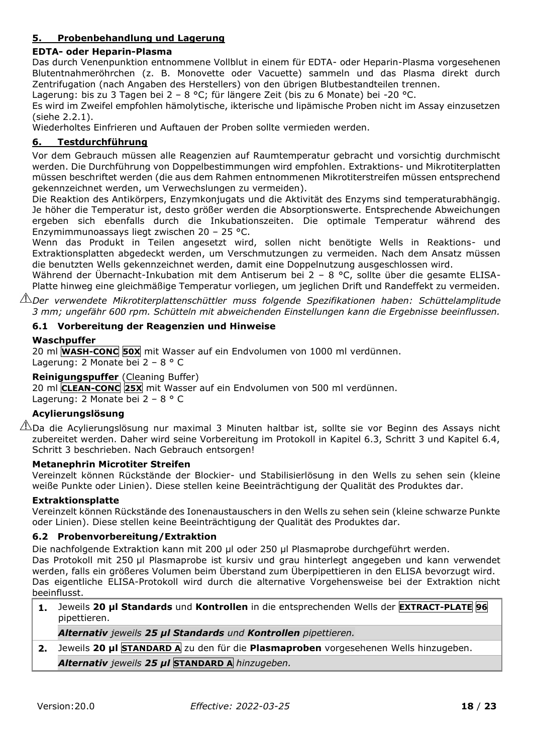## 5. Probenbehandlung und Lagerung

**EDTA- oder Heparin-Plasma**

Das durch Venenpunktion entnommene Vollblut in einem für EDTA- oder Heparin-Plasma vorgesehenen Blutentnahmeröhrchen (z. B. Monovette oder Vacuette) sammeln und das Plasma direkt durch Zentrifugation (nach Angaben des Herstellers) von den übrigen Blutbestandteilen trennen.

Lagerung: bis zu 3 Tagen bei 2 – 8 °C; für längere Zeit (bis zu 6 Monate) bei -20 °C.

Es wird im Zweifel empfohlen hämolytische, ikterische und lipämische Proben nicht im Assay einzusetzen (siehe 2.2.1).

Wiederholtes Einfrieren und Auftauen der Proben sollte vermieden werden.

## 6. Testdurchführung

Vor dem Gebrauch müssen alle Reagenzien auf Raumtemperatur gebracht und vorsichtig durchmischt werden. Die Durchführung von Doppelbestimmungen wird empfohlen. Extraktions- und Mikrotiterplatten müssen beschriftet werden (die aus dem Rahmen entnommenen Mikrotiterstreifen müssen entsprechend gekennzeichnet werden, um Verwechslungen zu vermeiden).

Die Reaktion des Antikörpers, Enzymkonjugats und die Aktivität des Enzyms sind temperaturabhängig. Je höher die Temperatur ist, desto größer werden die Absorptionswerte. Entsprechende Abweichungen ergeben sich ebenfalls durch die Inkubationszeiten. Die optimale Temperatur während des Enzymimmunoassays liegt zwischen 20 – 25 °C.

Wenn das Produkt in Teilen angesetzt wird, sollen nicht benötigte Wells in Reaktions- und Extraktionsplatten abgedeckt werden, um Verschmutzungen zu vermeiden. Nach dem Ansatz müssen die benutzten Wells gekennzeichnet werden, damit eine Doppelnutzung ausgeschlossen wird.

Während der Übernacht-Inkubation mit dem Antiserum bei 2 – 8 °C, sollte über die gesamte ELISA-Platte hinweg eine gleichmäßige Temperatur vorliegen, um jeglichen Drift und Randeffekt zu vermeiden.

⚠ *Der verwendete Mikrotiterplattenschüttler muss folgende Spezifikationen haben: Schüttelamplitude 3 mm; ungefähr 600 rpm. Schütteln mit abweichenden Einstellungen kann die Ergebnisse beeinflussen.*

### 6.1 Vorbereitung der Reagenzien und Hinweise

**Waschpuffer**

20 ml **WASH-CONC** **50X** mit Wasser auf ein Endvolumen von 1000 ml verdünnen.
Lagerung: 2 Monate bei 2 – 8 ° C

**Reinigungspuffer** (Cleaning Buffer)

20 ml **CLEAN-CONC** **25X** mit Wasser auf ein Endvolumen von 500 ml verdünnen.
Lagerung: 2 Monate bei 2 – 8 ° C

**Acylierungslösung**

⚠ Da die Acylierungslösung nur maximal 3 Minuten haltbar ist, sollte sie vor Beginn des Assays nicht zubereitet werden. Daher wird seine Vorbereitung im Protokoll in Kapitel 6.3, Schritt 3 und Kapitel 6.4, Schritt 3 beschrieben. Nach Gebrauch entsorgen!

**Metanephrin Microtiter Streifen**

Vereinzelt können Rückstände der Blockier- und Stabilisierlösung in den Wells zu sehen sein (kleine weiße Punkte oder Linien). Diese stellen keine Beeinträchtigung der Qualität des Produktes dar.

**Extraktionsplatte**

Vereinzelt können Rückstände des Ionenaustauschers in den Wells zu sehen sein (kleine schwarze Punkte oder Linien). Diese stellen keine Beeinträchtigung der Qualität des Produktes dar.

### 6.2 Probenvorbereitung/Extraktion

Die nachfolgende Extraktion kann mit 200 µl oder 250 µl Plasmaprobe durchgeführt werden.

Das Protokoll mit 250 µl Plasmaprobe ist kursiv und grau hinterlegt angegeben und kann verwendet werden, falls ein größeres Volumen beim Überstand zum Überpipettieren in den ELISA bevorzugt wird.

Das eigentliche ELISA-Protokoll wird durch die alternative Vorgehensweise bei der Extraktion nicht beeinflusst.

| | |
|---|---|
| **1.** | Jeweils **20 µl Standards** und **Kontrollen** in die entsprechenden Wells der **EXTRACT-PLATE** **96** pipettieren. |
| | ***Alternativ** jeweils **25 µl Standards** und **Kontrollen** pipettieren.* |
| **2.** | Jeweils **20 µl** **STANDARD A** zu den für die **Plasmaproben** vorgesehenen Wells hinzugeben. |
| | ***Alternativ** jeweils **25 µl** **STANDARD A** hinzugeben.* |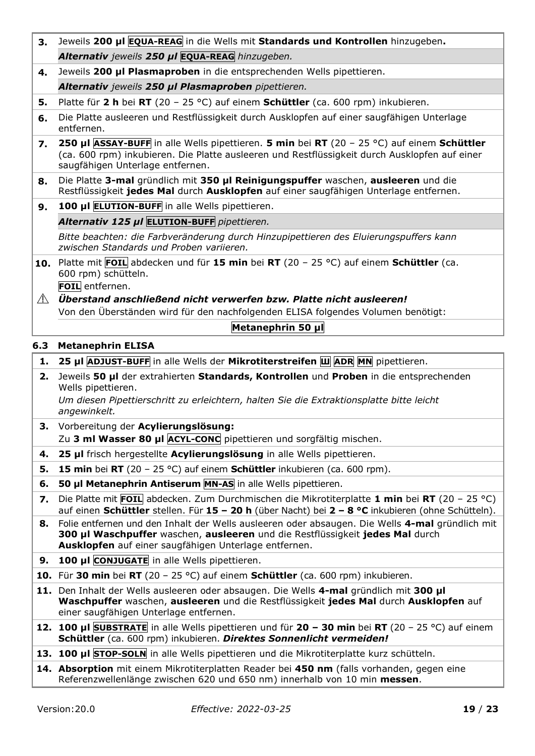| | |
|---|---|
| **3.** | Jeweils **200 µl** EQUA-REAG in die Wells mit **Standards und Kontrollen** hinzugeben**.** |
| | ***Alternativ** jeweils **250 µl** EQUA-REAG hinzugeben.* |
| **4.** | Jeweils **200 µl Plasmaproben** in die entsprechenden Wells pipettieren. |
| | ***Alternativ** jeweils **250 µl Plasmaproben** pipettieren.* |
| **5.** | Platte für **2 h** bei **RT** (20 – 25 °C) auf einem **Schüttler** (ca. 600 rpm) inkubieren. |
| **6.** | Die Platte ausleeren und Restflüssigkeit durch Ausklopfen auf einer saugfähigen Unterlage entfernen. |
| **7.** | **250 µl** ASSAY-BUFF in alle Wells pipettieren. **5 min** bei **RT** (20 – 25 °C) auf einem **Schüttler** (ca. 600 rpm) inkubieren. Die Platte ausleeren und Restflüssigkeit durch Ausklopfen auf einer saugfähigen Unterlage entfernen. |
| **8.** | Die Platte **3-mal** gründlich mit **350 µl Reinigungspuffer** waschen, **ausleeren** und die Restflüssigkeit **jedes Mal** durch **Ausklopfen** auf einer saugfähigen Unterlage entfernen. |
| **9.** | **100 µl** ELUTION-BUFF in alle Wells pipettieren. |
| | ***Alternativ 125 µl** ELUTION-BUFF pipettieren.* |
| | *Bitte beachten: die Farbveränderung durch Hinzupipettieren des Eluierungspuffers kann zwischen Standards und Proben variieren.* |
| **10.** | Platte mit FOIL abdecken und für **15 min** bei **RT** (20 – 25 °C) auf einem **Schüttler** (ca. 600 rpm) schütteln. FOIL entfernen. |
| ⚠ | ***Überstand anschließend nicht verwerfen bzw. Platte nicht ausleeren!*** |
| | Von den Überständen wird für den nachfolgenden ELISA folgendes Volumen benötigt: |
| | **Metanephrin 50 µl** |

### 6.3 Metanephrin ELISA

| | |
|---|---|
| **1.** | **25 µl** ADJUST-BUFF in alle Wells der **Mikrotiterstreifen** Ш ADR MN pipettieren. |
| **2.** | Jeweils **50 µl** der extrahierten **Standards, Kontrollen** und **Proben** in die entsprechenden Wells pipettieren. *Um diesen Pipettierschritt zu erleichtern, halten Sie die Extraktionsplatte bitte leicht angewinkelt.* |
| **3.** | Vorbereitung der **Acylierungslösung:** Zu **3 ml Wasser 80 µl** ACYL-CONC pipettieren und sorgfältig mischen. |
| **4.** | **25 µl** frisch hergestellte **Acylierungslösung** in alle Wells pipettieren. |
| **5.** | **15 min** bei **RT** (20 – 25 °C) auf einem **Schüttler** inkubieren (ca. 600 rpm). |
| **6.** | **50 µl Metanephrin Antiserum** MN-AS in alle Wells pipettieren. |
| **7.** | Die Platte mit FOIL abdecken. Zum Durchmischen die Mikrotiterplatte **1 min** bei **RT** (20 – 25 °C) auf einen **Schüttler** stellen. Für **15 – 20 h** (über Nacht) bei **2 – 8 °C** inkubieren (ohne Schütteln). |
| **8.** | Folie entfernen und den Inhalt der Wells ausleeren oder absaugen. Die Wells **4-mal** gründlich mit **300 µl Waschpuffer** waschen, **ausleeren** und die Restflüssigkeit **jedes Mal** durch **Ausklopfen** auf einer saugfähigen Unterlage entfernen. |
| **9.** | **100 µl** CONJUGATE in alle Wells pipettieren. |
| **10.** | Für **30 min** bei **RT** (20 – 25 °C) auf einem **Schüttler** (ca. 600 rpm) inkubieren. |
| **11.** | Den Inhalt der Wells ausleeren oder absaugen. Die Wells **4-mal** gründlich mit **300 µl Waschpuffer** waschen, **ausleeren** und die Restflüssigkeit **jedes Mal** durch **Ausklopfen** auf einer saugfähigen Unterlage entfernen. |
| **12.** | **100 µl** SUBSTRATE in alle Wells pipettieren und für **20 – 30 min** bei **RT** (20 – 25 °C) auf einem **Schüttler** (ca. 600 rpm) inkubieren. ***Direktes Sonnenlicht vermeiden!*** |
| **13.** | **100 µl** STOP-SOLN in alle Wells pipettieren und die Mikrotiterplatte kurz schütteln. |
| **14.** | **Absorption** mit einem Mikrotiterplatten Reader bei **450 nm** (falls vorhanden, gegen eine Referenzwellenlänge zwischen 620 und 650 nm) innerhalb von 10 min **messen**. |

Version: 20.0 *Effective: 2022-03-25*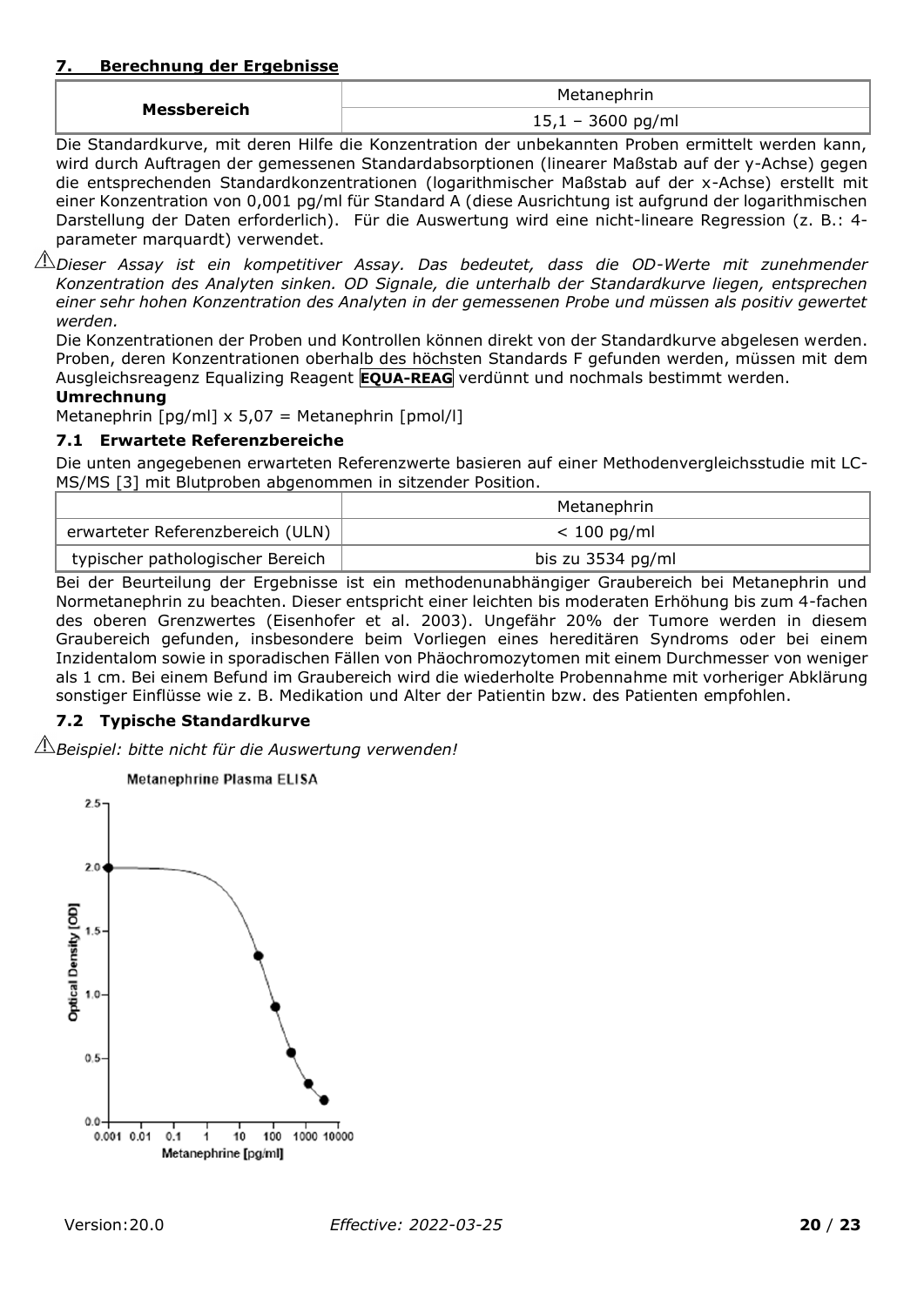## 7. Berechnung der Ergebnisse

| Messbereich | Metanephrin |
|---|---|
| | 15,1 – 3600 pg/ml |

Die Standardkurve, mit deren Hilfe die Konzentration der unbekannten Proben ermittelt werden kann, wird durch Auftragen der gemessenen Standardabsorptionen (linearer Maßstab auf der y-Achse) gegen die entsprechenden Standardkonzentrationen (logarithmischer Maßstab auf der x-Achse) erstellt mit einer Konzentration von 0,001 pg/ml für Standard A (diese Ausrichtung ist aufgrund der logarithmischen Darstellung der Daten erforderlich). Für die Auswertung wird eine nicht-lineare Regression (z. B.: 4-parameter marquardt) verwendet.

⚠ *Dieser Assay ist ein kompetitiver Assay. Das bedeutet, dass die OD-Werte mit zunehmender Konzentration des Analyten sinken. OD Signale, die unterhalb der Standardkurve liegen, entsprechen einer sehr hohen Konzentration des Analyten in der gemessenen Probe und müssen als positiv gewertet werden.*

Die Konzentrationen der Proben und Kontrollen können direkt von der Standardkurve abgelesen werden. Proben, deren Konzentrationen oberhalb des höchsten Standards F gefunden werden, müssen mit dem Ausgleichsreagenz Equalizing Reagent **EQUA-REAG** verdünnt und nochmals bestimmt werden.

**Umrechnung**

Metanephrin [pg/ml] x 5,07 = Metanephrin [pmol/l]

### 7.1 Erwartete Referenzbereiche

Die unten angegebenen erwarteten Referenzwerte basieren auf einer Methodenvergleichsstudie mit LC-MS/MS [3] mit Blutproben abgenommen in sitzender Position.

| | Metanephrin |
|---|---|
| erwarteter Referenzbereich (ULN) | < 100 pg/ml |
| typischer pathologischer Bereich | bis zu 3534 pg/ml |

Bei der Beurteilung der Ergebnisse ist ein methodenunabhängiger Graubereich bei Metanephrin und Normetanephrin zu beachten. Dieser entspricht einer leichten bis moderaten Erhöhung bis zum 4-fachen des oberen Grenzwertes (Eisenhofer et al. 2003). Ungefähr 20% der Tumore werden in diesem Graubereich gefunden, insbesondere beim Vorliegen eines hereditären Syndroms oder bei einem Inzidentalom sowie in sporadischen Fällen von Phäochromozytomen mit einem Durchmesser von weniger als 1 cm. Bei einem Befund im Graubereich wird die wiederholte Probennahme mit vorheriger Abklärung sonstiger Einflüsse wie z. B. Medikation und Alter der Patientin bzw. des Patienten empfohlen.

### 7.2 Typische Standardkurve

⚠ *Beispiel: bitte nicht für die Auswertung verwenden!*

Metanephrine Plasma ELISA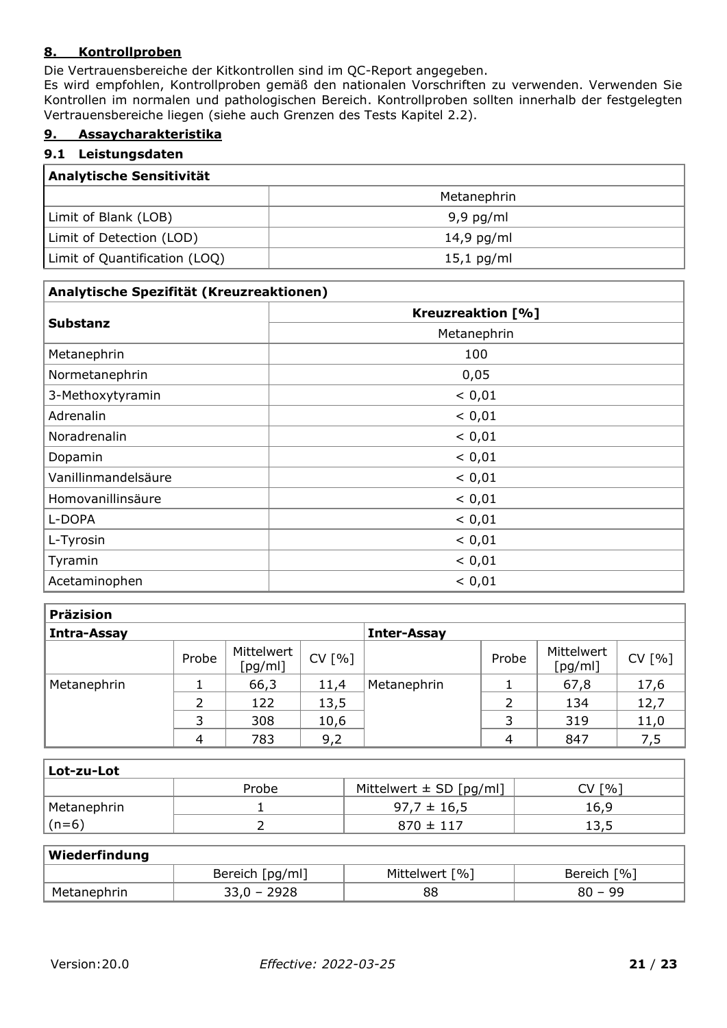## 8. Kontrollproben

Die Vertrauensbereiche der Kitkontrollen sind im QC-Report angegeben.
Es wird empfohlen, Kontrollproben gemäß den nationalen Vorschriften zu verwenden. Verwenden Sie Kontrollen im normalen und pathologischen Bereich. Kontrollproben sollten innerhalb der festgelegten Vertrauensbereiche liegen (siehe auch Grenzen des Tests Kapitel 2.2).

## 9. Assaycharakteristika

### 9.1 Leistungsdaten

| Analytische Sensitivität | |
|---|---|
| | Metanephrin |
| Limit of Blank (LOB) | 9,9 pg/ml |
| Limit of Detection (LOD) | 14,9 pg/ml |
| Limit of Quantification (LOQ) | 15,1 pg/ml |

| Analytische Spezifität (Kreuzreaktionen) | |
|---|---|
| Substanz | Kreuzreaktion [%] |
| | Metanephrin |
| Metanephrin | 100 |
| Normetanephrin | 0,05 |
| 3-Methoxytyramin | < 0,01 |
| Adrenalin | < 0,01 |
| Noradrenalin | < 0,01 |
| Dopamin | < 0,01 |
| Vanillinmandelsäure | < 0,01 |
| Homovanillinsäure | < 0,01 |
| L-DOPA | < 0,01 |
| L-Tyrosin | < 0,01 |
| Tyramin | < 0,01 |
| Acetaminophen | < 0,01 |

| Präzision | | | | | | | |
|---|---|---|---|---|---|---|---|
| Intra-Assay | | | | Inter-Assay | | | |
| | Probe | Mittelwert [pg/ml] | CV [%] | | Probe | Mittelwert [pg/ml] | CV [%] |
| Metanephrin | 1 | 66,3 | 11,4 | Metanephrin | 1 | 67,8 | 17,6 |
| | 2 | 122 | 13,5 | | 2 | 134 | 12,7 |
| | 3 | 308 | 10,6 | | 3 | 319 | 11,0 |
| | 4 | 783 | 9,2 | | 4 | 847 | 7,5 |

| Lot-zu-Lot | | | |
|---|---|---|---|
| | Probe | Mittelwert ± SD [pg/ml] | CV [%] |
| Metanephrin (n=6) | 1 | 97,7 ± 16,5 | 16,9 |
| | 2 | 870 ± 117 | 13,5 |

| Wiederfindung | | | |
|---|---|---|---|
| | Bereich [pg/ml] | Mittelwert [%] | Bereich [%] |
| Metanephrin | 33,0 – 2928 | 88 | 80 – 99 |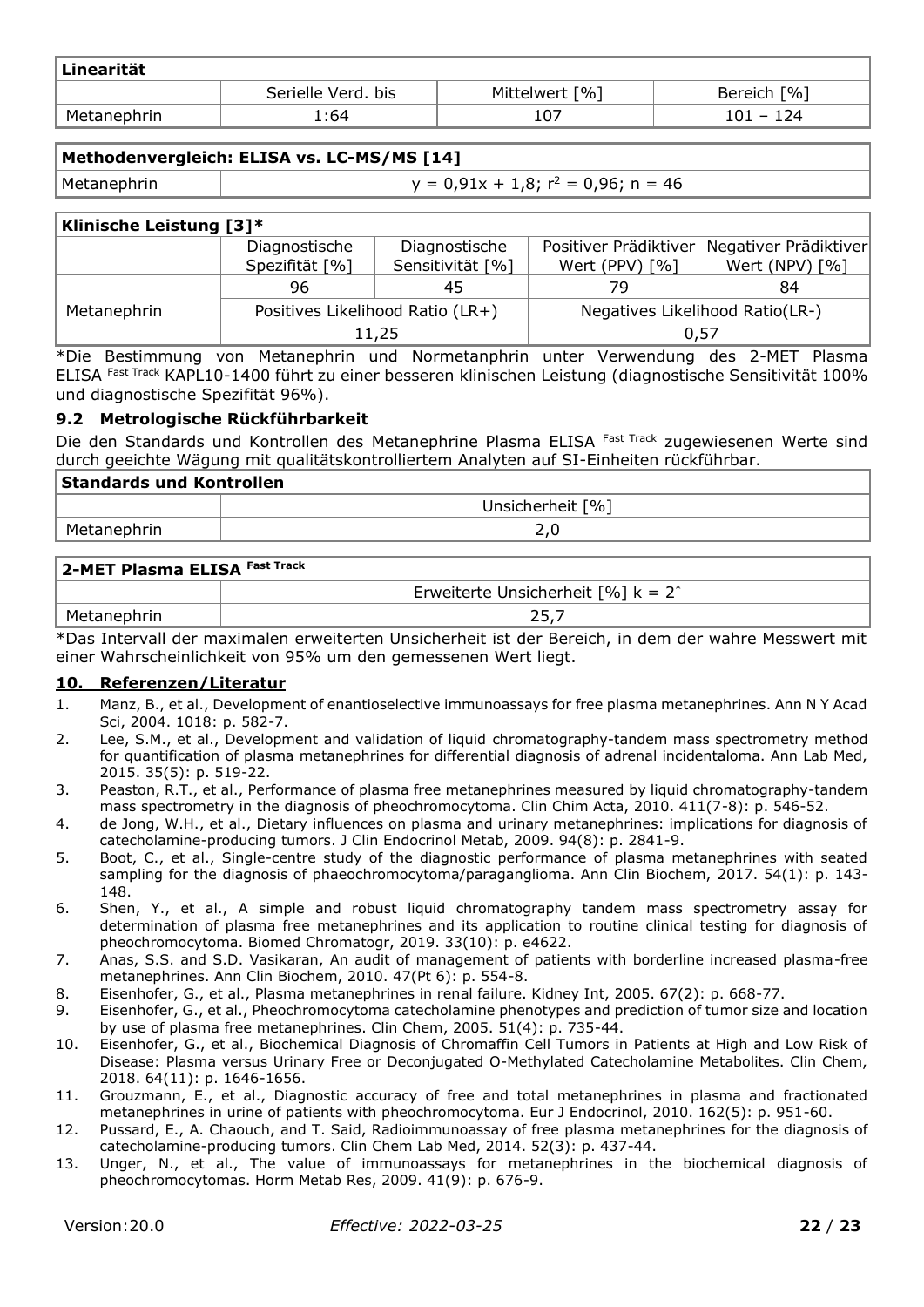| Linearität | | | |
|---|---|---|---|
| | Serielle Verd. bis | Mittelwert [%] | Bereich [%] |
| Metanephrin | 1:64 | 107 | 101 – 124 |

| Methodenvergleich: ELISA vs. LC-MS/MS [14] | |
|---|---|
| Metanephrin | $y = 0{,}91x + 1{,}8$; $r^2 = 0{,}96$; $n = 46$ |

| Klinische Leistung [3]* | | | | |
|---|---|---|---|---|
| | Diagnostische Spezifität [%] | Diagnostische Sensitivität [%] | Positiver Prädiktiver Wert (PPV) [%] | Negativer Prädiktiver Wert (NPV) [%] |
| Metanephrin | 96 | 45 | 79 | 84 |
| | Positives Likelihood Ratio (LR+) | | Negatives Likelihood Ratio(LR-) | |
| | 11,25 | | 0,57 | |

*Die Bestimmung von Metanephrin und Normetanphrin unter Verwendung des 2-MET Plasma ELISA Fast Track KAPL10-1400 führt zu einer besseren klinischen Leistung (diagnostische Sensitivität 100% und diagnostische Spezifität 96%).

### 9.2 Metrologische Rückführbarkeit

Die den Standards und Kontrollen des Metanephrine Plasma ELISA Fast Track zugewiesenen Werte sind durch geeichte Wägung mit qualitätskontrolliertem Analyten auf SI-Einheiten rückführbar.

| Standards und Kontrollen | |
|---|---|
| | Unsicherheit [%] |
| Metanephrin | 2,0 |

| 2-MET Plasma ELISA Fast Track | |
|---|---|
| | Erweiterte Unsicherheit [%] k = 2* |
| Metanephrin | 25,7 |

*Das Intervall der maximalen erweiterten Unsicherheit ist der Bereich, in dem der wahre Messwert mit einer Wahrscheinlichkeit von 95% um den gemessenen Wert liegt.

## 10. Referenzen/Literatur

1. Manz, B., et al., Development of enantioselective immunoassays for free plasma metanephrines. Ann N Y Acad Sci, 2004. 1018: p. 582-7.
2. Lee, S.M., et al., Development and validation of liquid chromatography-tandem mass spectrometry method for quantification of plasma metanephrines for differential diagnosis of adrenal incidentaloma. Ann Lab Med, 2015. 35(5): p. 519-22.
3. Peaston, R.T., et al., Performance of plasma free metanephrines measured by liquid chromatography-tandem mass spectrometry in the diagnosis of pheochromocytoma. Clin Chim Acta, 2010. 411(7-8): p. 546-52.
4. de Jong, W.H., et al., Dietary influences on plasma and urinary metanephrines: implications for diagnosis of catecholamine-producing tumors. J Clin Endocrinol Metab, 2009. 94(8): p. 2841-9.
5. Boot, C., et al., Single-centre study of the diagnostic performance of plasma metanephrines with seated sampling for the diagnosis of phaeochromocytoma/paraganglioma. Ann Clin Biochem, 2017. 54(1): p. 143-148.
6. Shen, Y., et al., A simple and robust liquid chromatography tandem mass spectrometry assay for determination of plasma free metanephrines and its application to routine clinical testing for diagnosis of pheochromocytoma. Biomed Chromatogr, 2019. 33(10): p. e4622.
7. Anas, S.S. and S.D. Vasikaran, An audit of management of patients with borderline increased plasma-free metanephrines. Ann Clin Biochem, 2010. 47(Pt 6): p. 554-8.
8. Eisenhofer, G., et al., Plasma metanephrines in renal failure. Kidney Int, 2005. 67(2): p. 668-77.
9. Eisenhofer, G., et al., Pheochromocytoma catecholamine phenotypes and prediction of tumor size and location by use of plasma free metanephrines. Clin Chem, 2005. 51(4): p. 735-44.
10. Eisenhofer, G., et al., Biochemical Diagnosis of Chromaffin Cell Tumors in Patients at High and Low Risk of Disease: Plasma versus Urinary Free or Deconjugated O-Methylated Catecholamine Metabolites. Clin Chem, 2018. 64(11): p. 1646-1656.
11. Grouzmann, E., et al., Diagnostic accuracy of free and total metanephrines in plasma and fractionated metanephrines in urine of patients with pheochromocytoma. Eur J Endocrinol, 2010. 162(5): p. 951-60.
12. Pussard, E., A. Chaouch, and T. Said, Radioimmunoassay of free plasma metanephrines for the diagnosis of catecholamine-producing tumors. Clin Chem Lab Med, 2014. 52(3): p. 437-44.
13. Unger, N., et al., The value of immunoassays for metanephrines in the biochemical diagnosis of pheochromocytomas. Horm Metab Res, 2009. 41(9): p. 676-9.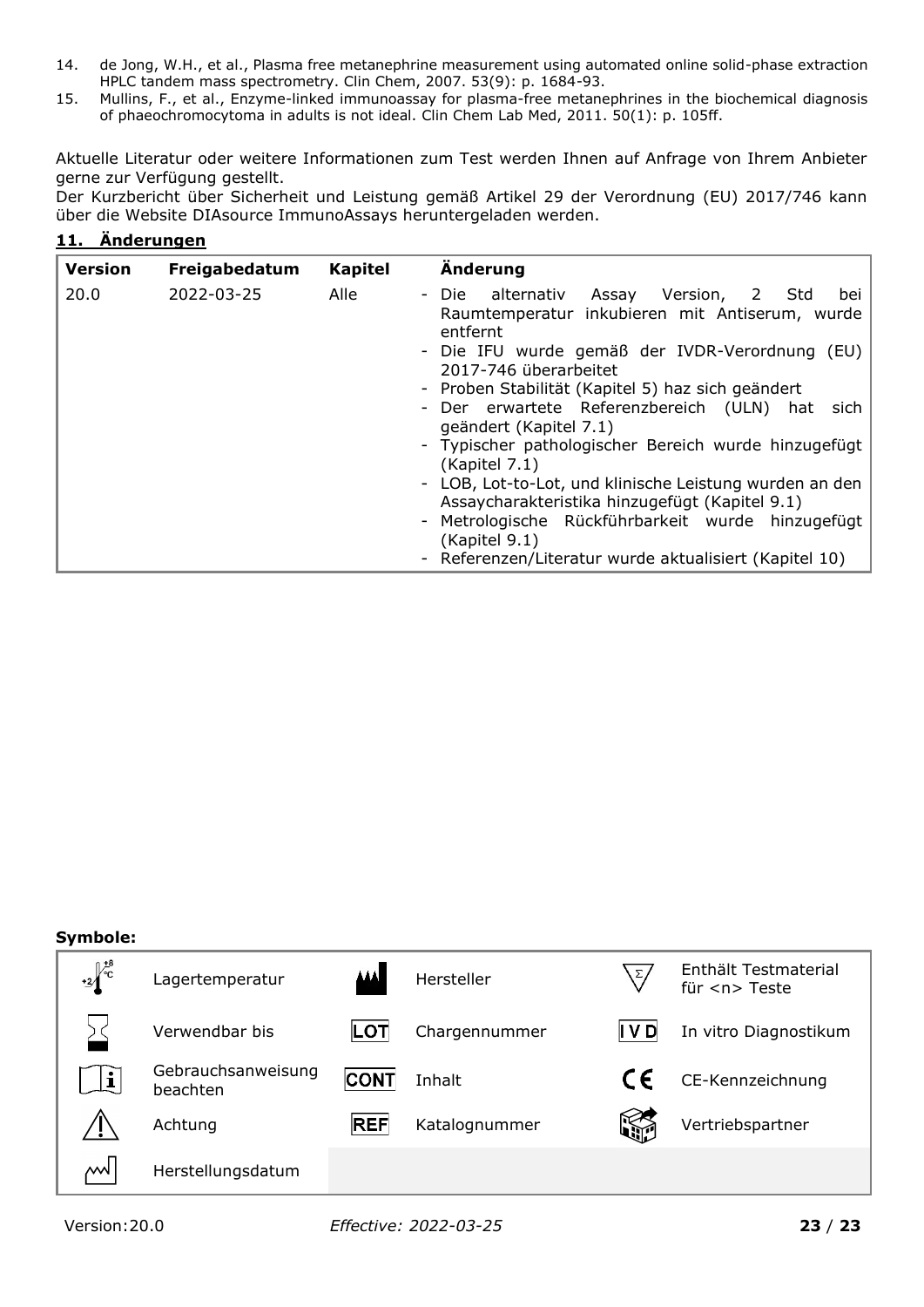14. de Jong, W.H., et al., Plasma free metanephrine measurement using automated online solid-phase extraction HPLC tandem mass spectrometry. Clin Chem, 2007. 53(9): p. 1684-93.
15. Mullins, F., et al., Enzyme-linked immunoassay for plasma-free metanephrines in the biochemical diagnosis of phaeochromocytoma in adults is not ideal. Clin Chem Lab Med, 2011. 50(1): p. 105ff.

Aktuelle Literatur oder weitere Informationen zum Test werden Ihnen auf Anfrage von Ihrem Anbieter gerne zur Verfügung gestellt.
Der Kurzbericht über Sicherheit und Leistung gemäß Artikel 29 der Verordnung (EU) 2017/746 kann über die Website DIAsource ImmunoAssays heruntergeladen werden.

## 11. Änderungen

| Version | Freigabedatum | Kapitel | Änderung |
|---|---|---|---|
| 20.0 | 2022-03-25 | Alle | - Die alternativ Assay Version, 2 Std bei Raumtemperatur inkubieren mit Antiserum, wurde entfernt<br>- Die IFU wurde gemäß der IVDR-Verordnung (EU) 2017-746 überarbeitet<br>- Proben Stabilität (Kapitel 5) haz sich geändert<br>- Der erwartete Referenzbereich (ULN) hat sich geändert (Kapitel 7.1)<br>- Typischer pathologischer Bereich wurde hinzugefügt (Kapitel 7.1)<br>- LOB, Lot-to-Lot, und klinische Leistung wurden an den Assaycharakteristika hinzugefügt (Kapitel 9.1)<br>- Metrologische Rückführbarkeit wurde hinzugefügt (Kapitel 9.1)<br>- Referenzen/Literatur wurde aktualisiert (Kapitel 10) |

**Symbole:**

| | | | | | |
|---|---|---|---|---|---|
| +2 / +8 °C | Lagertemperatur | | Hersteller | Σ | Enthält Testmaterial für <n> Teste |
| | Verwendbar bis | LOT | Chargennummer | IVD | In vitro Diagnostikum |
| i | Gebrauchsanweisung beachten | CONT | Inhalt | CE | CE-Kennzeichnung |
| ⚠ | Achtung | REF | Katalognummer | | Vertriebspartner |
| | Herstellungsdatum | | | | |